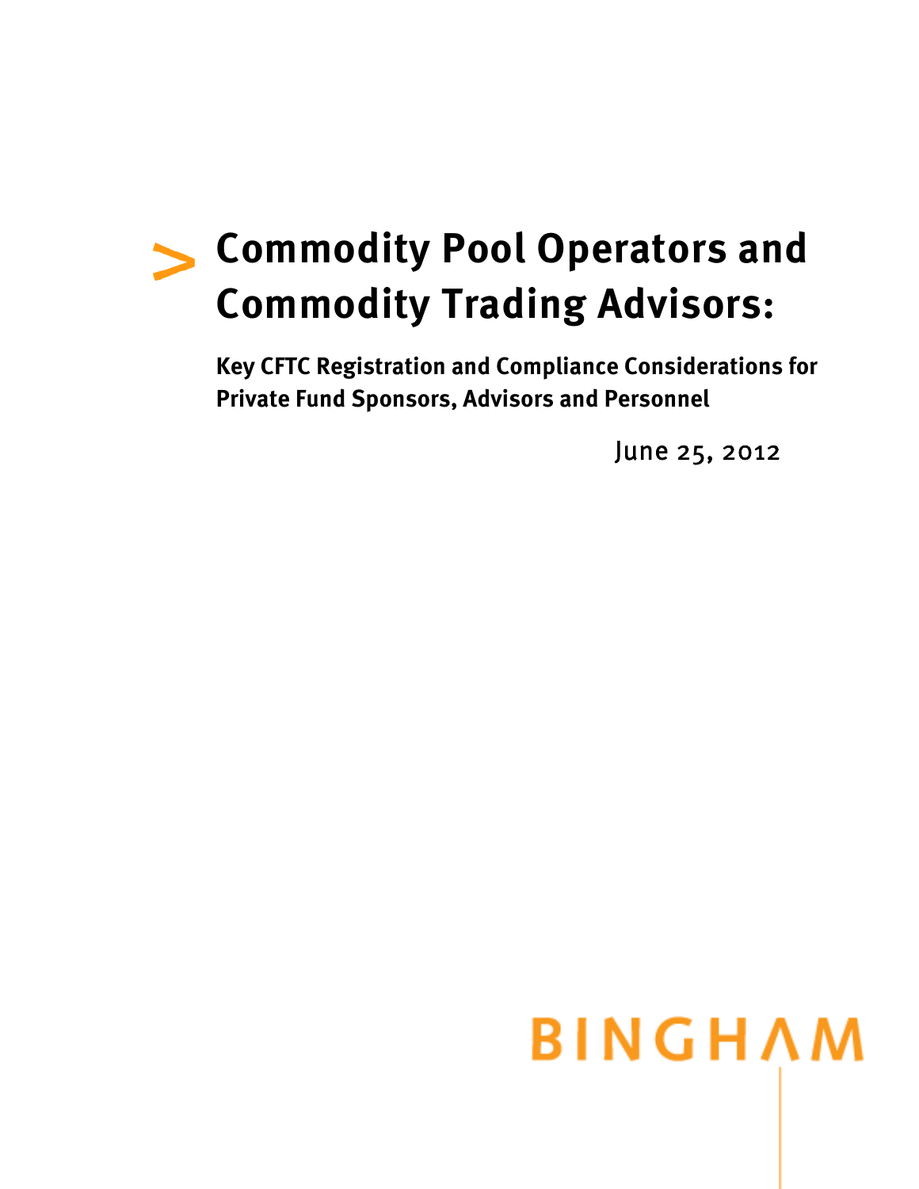# Commodity Pool Operators and Commodity Trading Advisors:

## Key CFTC Registration and Compliance Considerations for Private Fund Sponsors, Advisors and Personnel

June 25, 2012

BINGHAM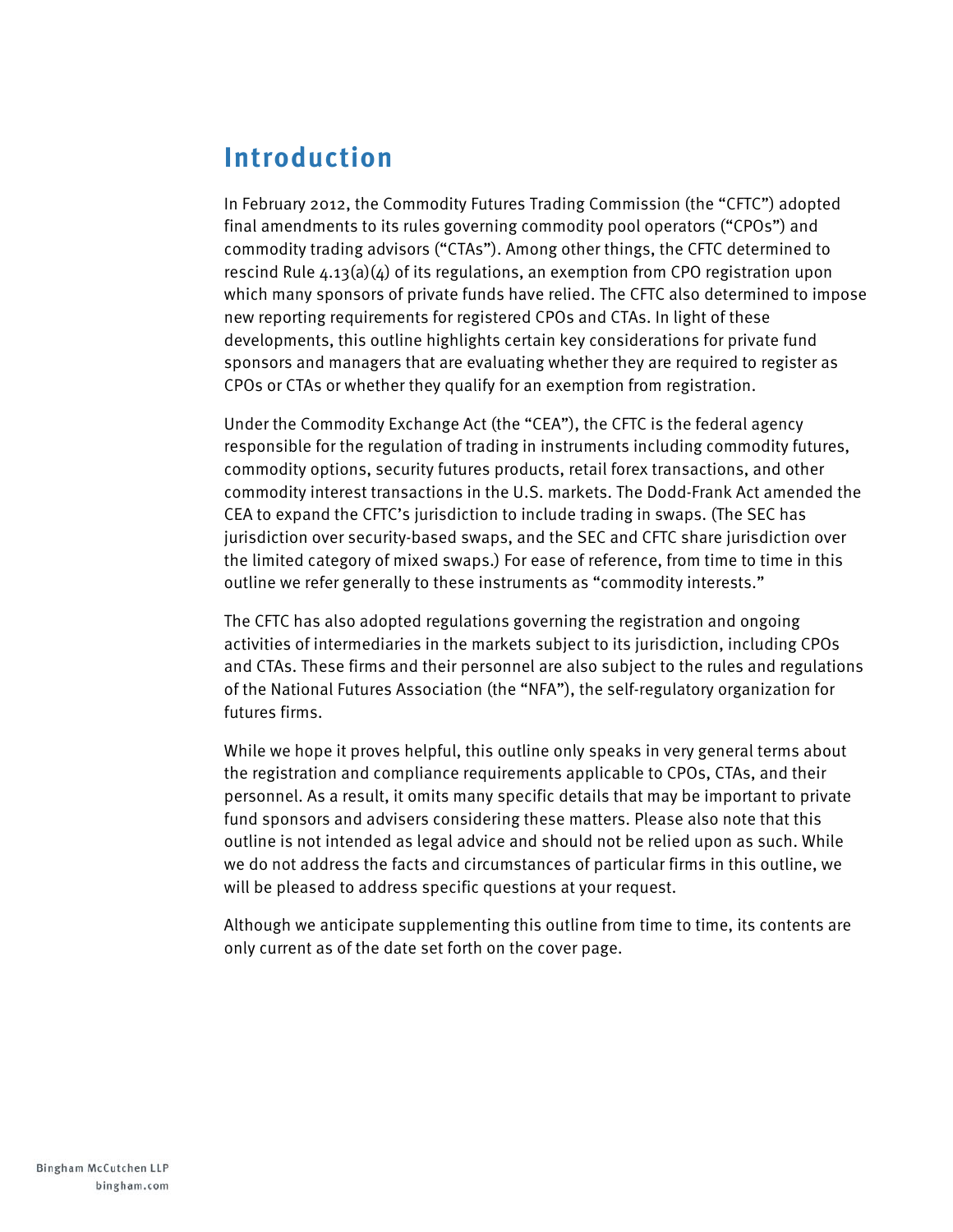# Introduction

In February 2012, the Commodity Futures Trading Commission (the "CFTC") adopted final amendments to its rules governing commodity pool operators ("CPOs") and commodity trading advisors ("CTAs"). Among other things, the CFTC determined to rescind Rule 4.13(a)(4) of its regulations, an exemption from CPO registration upon which many sponsors of private funds have relied. The CFTC also determined to impose new reporting requirements for registered CPOs and CTAs. In light of these developments, this outline highlights certain key considerations for private fund sponsors and managers that are evaluating whether they are required to register as CPOs or CTAs or whether they qualify for an exemption from registration.

Under the Commodity Exchange Act (the "CEA"), the CFTC is the federal agency responsible for the regulation of trading in instruments including commodity futures, commodity options, security futures products, retail forex transactions, and other commodity interest transactions in the U.S. markets. The Dodd-Frank Act amended the CEA to expand the CFTC's jurisdiction to include trading in swaps. (The SEC has jurisdiction over security-based swaps, and the SEC and CFTC share jurisdiction over the limited category of mixed swaps.) For ease of reference, from time to time in this outline we refer generally to these instruments as "commodity interests."

The CFTC has also adopted regulations governing the registration and ongoing activities of intermediaries in the markets subject to its jurisdiction, including CPOs and CTAs. These firms and their personnel are also subject to the rules and regulations of the National Futures Association (the "NFA"), the self-regulatory organization for futures firms.

While we hope it proves helpful, this outline only speaks in very general terms about the registration and compliance requirements applicable to CPOs, CTAs, and their personnel. As a result, it omits many specific details that may be important to private fund sponsors and advisers considering these matters. Please also note that this outline is not intended as legal advice and should not be relied upon as such. While we do not address the facts and circumstances of particular firms in this outline, we will be pleased to address specific questions at your request.

Although we anticipate supplementing this outline from time to time, its contents are only current as of the date set forth on the cover page.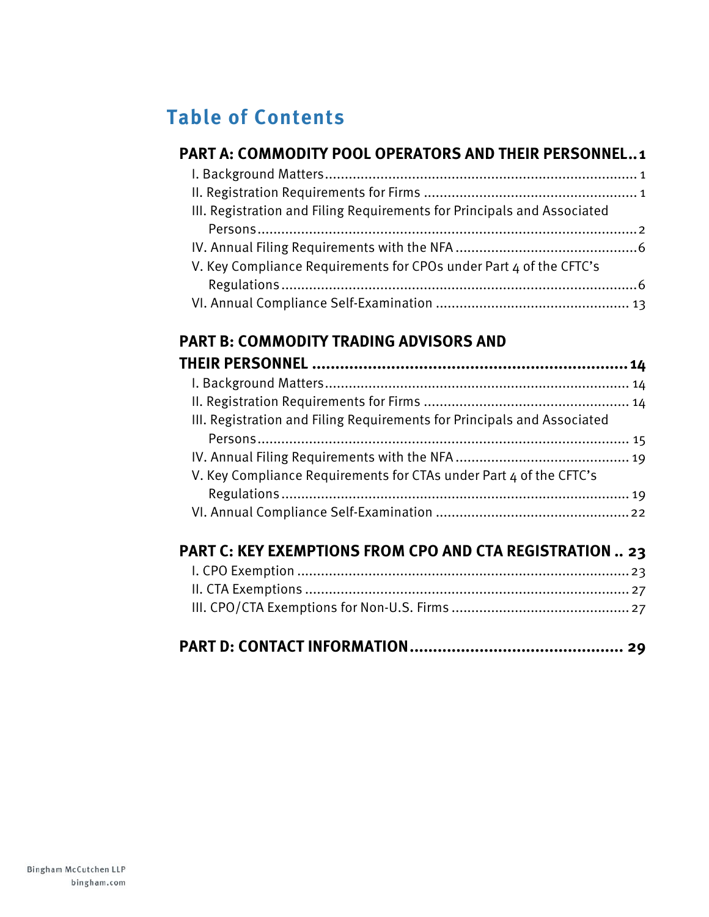# Table of Contents

**PART A: COMMODITY POOL OPERATORS AND THEIR PERSONNEL .. 1**

I. Background Matters ............ 1
II. Registration Requirements for Firms ............ 1
III. Registration and Filing Requirements for Principals and Associated Persons ............ 2
IV. Annual Filing Requirements with the NFA ............ 6
V. Key Compliance Requirements for CPOs under Part 4 of the CFTC's Regulations ............ 6
VI. Annual Compliance Self-Examination ............ 13

**PART B: COMMODITY TRADING ADVISORS AND THEIR PERSONNEL ............ 14**

I. Background Matters ............ 14
II. Registration Requirements for Firms ............ 14
III. Registration and Filing Requirements for Principals and Associated Persons ............ 15
IV. Annual Filing Requirements with the NFA ............ 19
V. Key Compliance Requirements for CTAs under Part 4 of the CFTC's Regulations ............ 19
VI. Annual Compliance Self-Examination ............ 22

**PART C: KEY EXEMPTIONS FROM CPO AND CTA REGISTRATION .. 23**

I. CPO Exemption ............ 23
II. CTA Exemptions ............ 27
III. CPO/CTA Exemptions for Non-U.S. Firms ............ 27

**PART D: CONTACT INFORMATION ............ 29**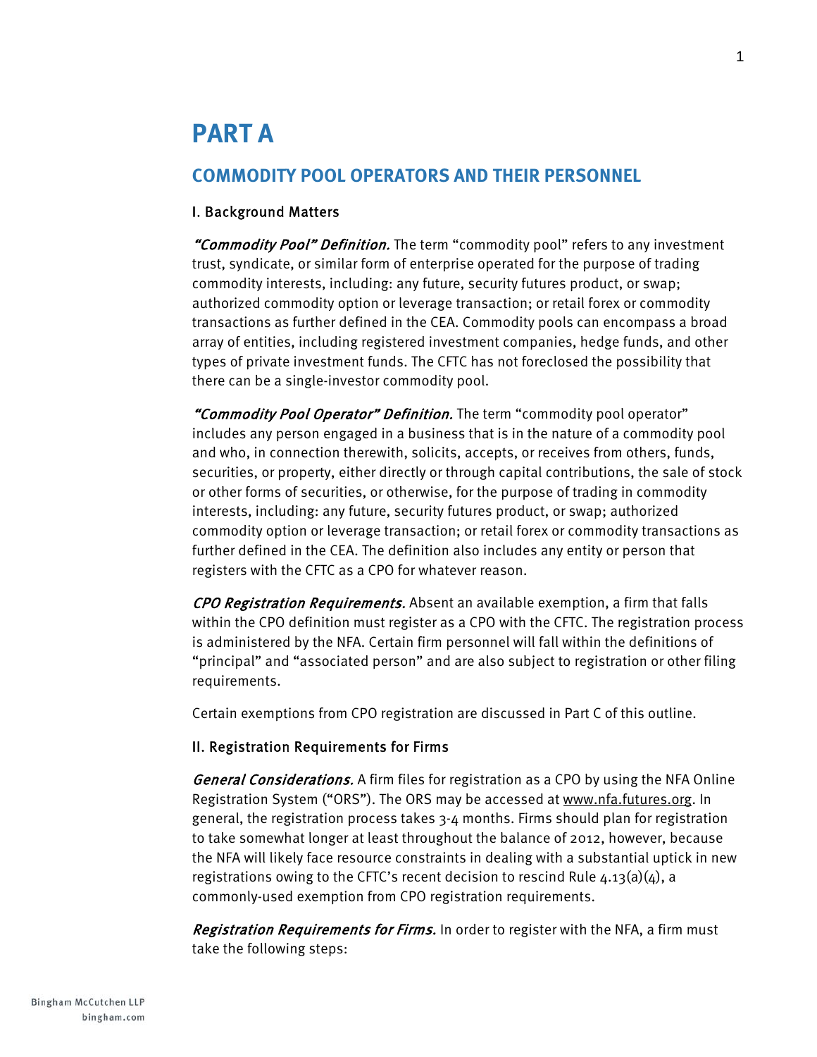# PART A

## COMMODITY POOL OPERATORS AND THEIR PERSONNEL

### I. Background Matters

*"Commodity Pool" Definition.* The term "commodity pool" refers to any investment trust, syndicate, or similar form of enterprise operated for the purpose of trading commodity interests, including: any future, security futures product, or swap; authorized commodity option or leverage transaction; or retail forex or commodity transactions as further defined in the CEA. Commodity pools can encompass a broad array of entities, including registered investment companies, hedge funds, and other types of private investment funds. The CFTC has not foreclosed the possibility that there can be a single-investor commodity pool.

*"Commodity Pool Operator" Definition.* The term "commodity pool operator" includes any person engaged in a business that is in the nature of a commodity pool and who, in connection therewith, solicits, accepts, or receives from others, funds, securities, or property, either directly or through capital contributions, the sale of stock or other forms of securities, or otherwise, for the purpose of trading in commodity interests, including: any future, security futures product, or swap; authorized commodity option or leverage transaction; or retail forex or commodity transactions as further defined in the CEA. The definition also includes any entity or person that registers with the CFTC as a CPO for whatever reason.

*CPO Registration Requirements.* Absent an available exemption, a firm that falls within the CPO definition must register as a CPO with the CFTC. The registration process is administered by the NFA. Certain firm personnel will fall within the definitions of "principal" and "associated person" and are also subject to registration or other filing requirements.

Certain exemptions from CPO registration are discussed in Part C of this outline.

### II. Registration Requirements for Firms

*General Considerations.* A firm files for registration as a CPO by using the NFA Online Registration System ("ORS"). The ORS may be accessed at www.nfa.futures.org. In general, the registration process takes 3-4 months. Firms should plan for registration to take somewhat longer at least throughout the balance of 2012, however, because the NFA will likely face resource constraints in dealing with a substantial uptick in new registrations owing to the CFTC's recent decision to rescind Rule 4.13(a)(4), a commonly-used exemption from CPO registration requirements.

*Registration Requirements for Firms.* In order to register with the NFA, a firm must take the following steps: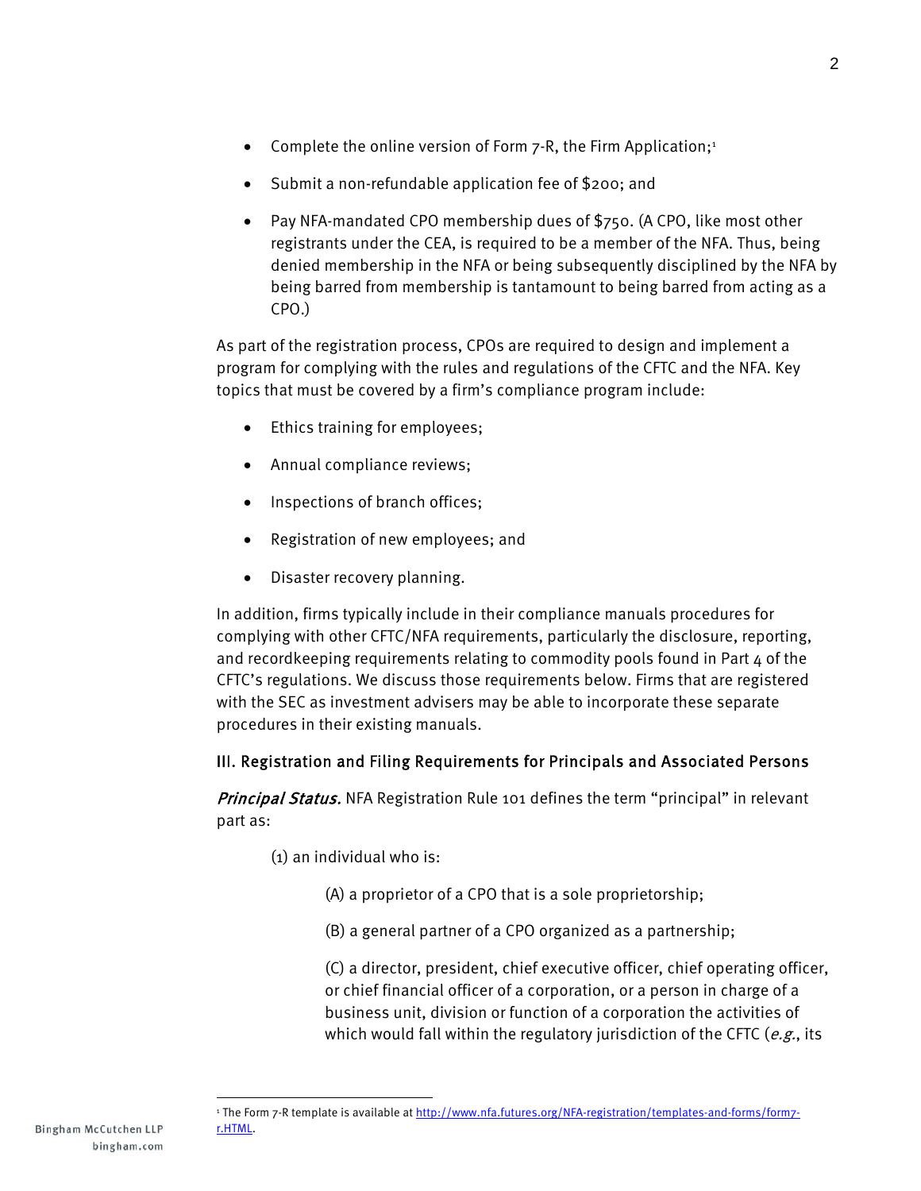- Complete the online version of Form 7-R, the Firm Application;[1]
- Submit a non-refundable application fee of $200; and
- Pay NFA-mandated CPO membership dues of $750. (A CPO, like most other registrants under the CEA, is required to be a member of the NFA. Thus, being denied membership in the NFA or being subsequently disciplined by the NFA by being barred from membership is tantamount to being barred from acting as a CPO.)

As part of the registration process, CPOs are required to design and implement a program for complying with the rules and regulations of the CFTC and the NFA. Key topics that must be covered by a firm's compliance program include:

- Ethics training for employees;
- Annual compliance reviews;
- Inspections of branch offices;
- Registration of new employees; and
- Disaster recovery planning.

In addition, firms typically include in their compliance manuals procedures for complying with other CFTC/NFA requirements, particularly the disclosure, reporting, and recordkeeping requirements relating to commodity pools found in Part 4 of the CFTC's regulations. We discuss those requirements below. Firms that are registered with the SEC as investment advisers may be able to incorporate these separate procedures in their existing manuals.

### III. Registration and Filing Requirements for Principals and Associated Persons

***Principal Status.*** NFA Registration Rule 101 defines the term "principal" in relevant part as:

> (1) an individual who is:
>
> > (A) a proprietor of a CPO that is a sole proprietorship;
> >
> > (B) a general partner of a CPO organized as a partnership;
> >
> > (C) a director, president, chief executive officer, chief operating officer, or chief financial officer of a corporation, or a person in charge of a business unit, division or function of a corporation the activities of which would fall within the regulatory jurisdiction of the CFTC (*e.g.*, its

[1] The Form 7-R template is available at http://www.nfa.futures.org/NFA-registration/templates-and-forms/form7-r.HTML.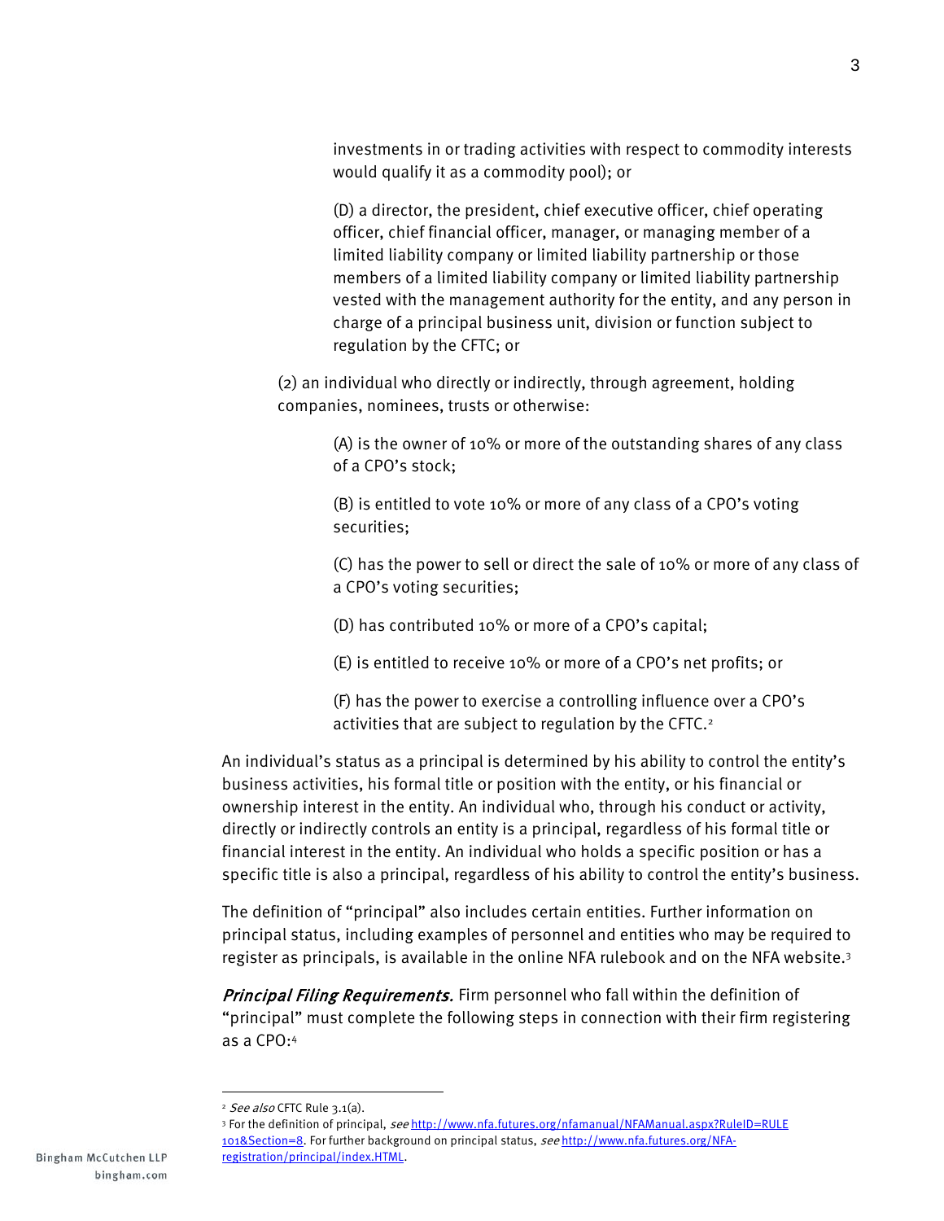investments in or trading activities with respect to commodity interests would qualify it as a commodity pool); or

(D) a director, the president, chief executive officer, chief operating officer, chief financial officer, manager, or managing member of a limited liability company or limited liability partnership or those members of a limited liability company or limited liability partnership vested with the management authority for the entity, and any person in charge of a principal business unit, division or function subject to regulation by the CFTC; or

(2) an individual who directly or indirectly, through agreement, holding companies, nominees, trusts or otherwise:

(A) is the owner of 10% or more of the outstanding shares of any class of a CPO's stock;

(B) is entitled to vote 10% or more of any class of a CPO's voting securities;

(C) has the power to sell or direct the sale of 10% or more of any class of a CPO's voting securities;

(D) has contributed 10% or more of a CPO's capital;

(E) is entitled to receive 10% or more of a CPO's net profits; or

(F) has the power to exercise a controlling influence over a CPO's activities that are subject to regulation by the CFTC.[2]

An individual's status as a principal is determined by his ability to control the entity's business activities, his formal title or position with the entity, or his financial or ownership interest in the entity. An individual who, through his conduct or activity, directly or indirectly controls an entity is a principal, regardless of his formal title or financial interest in the entity. An individual who holds a specific position or has a specific title is also a principal, regardless of his ability to control the entity's business.

The definition of "principal" also includes certain entities. Further information on principal status, including examples of personnel and entities who may be required to register as principals, is available in the online NFA rulebook and on the NFA website.[3]

***Principal Filing Requirements.*** Firm personnel who fall within the definition of "principal" must complete the following steps in connection with their firm registering as a CPO:[4]

---

[2] *See also* CFTC Rule 3.1(a).

[3] For the definition of principal, *see* http://www.nfa.futures.org/nfamanual/NFAManual.aspx?RuleID=RULE 101&Section=8. For further background on principal status, *see* http://www.nfa.futures.org/NFA-registration/principal/index.HTML.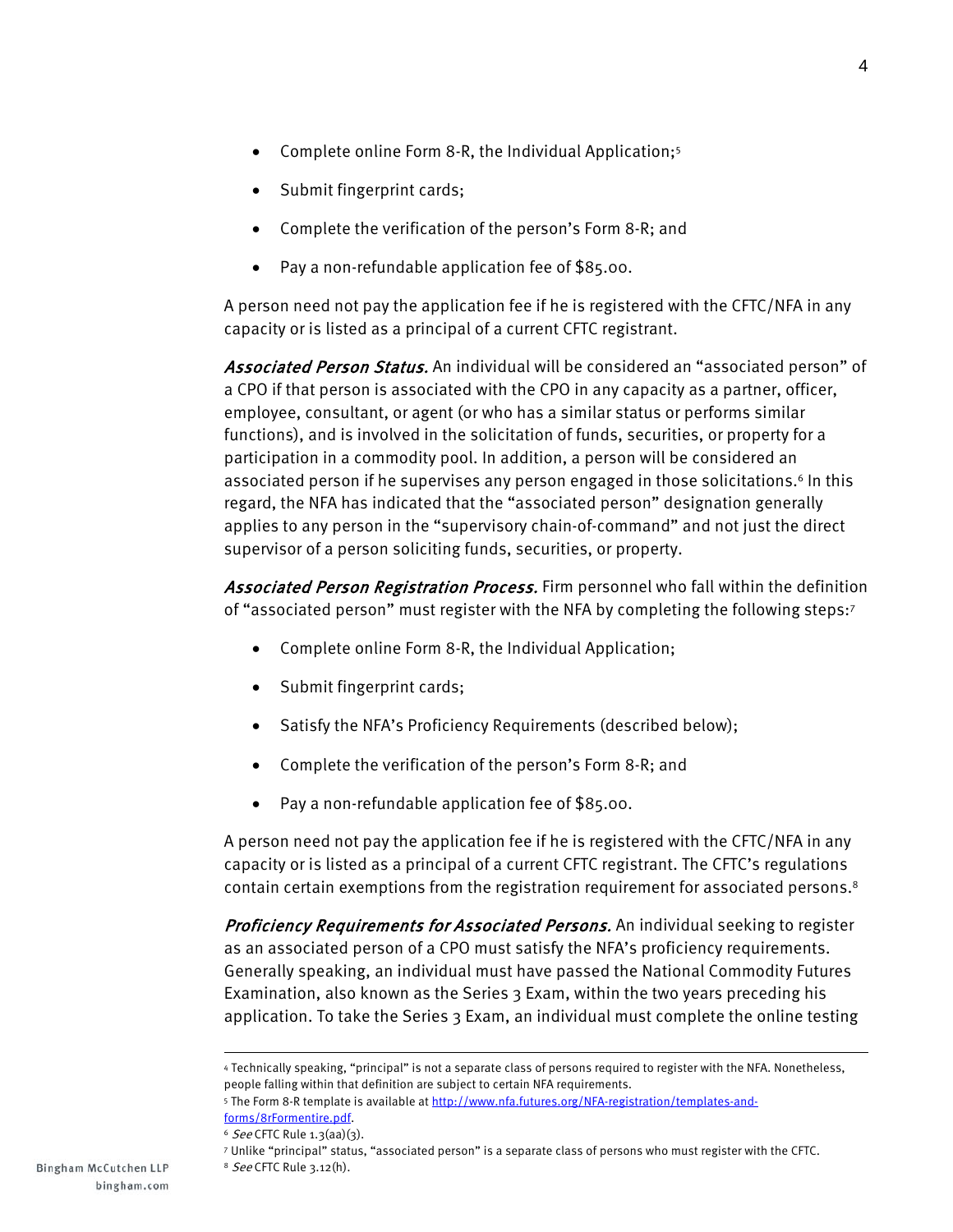- Complete online Form 8-R, the Individual Application;[5]
- Submit fingerprint cards;
- Complete the verification of the person's Form 8-R; and
- Pay a non-refundable application fee of $85.00.

A person need not pay the application fee if he is registered with the CFTC/NFA in any capacity or is listed as a principal of a current CFTC registrant.

***Associated Person Status.*** An individual will be considered an "associated person" of a CPO if that person is associated with the CPO in any capacity as a partner, officer, employee, consultant, or agent (or who has a similar status or performs similar functions), and is involved in the solicitation of funds, securities, or property for a participation in a commodity pool. In addition, a person will be considered an associated person if he supervises any person engaged in those solicitations.[6] In this regard, the NFA has indicated that the "associated person" designation generally applies to any person in the "supervisory chain-of-command" and not just the direct supervisor of a person soliciting funds, securities, or property.

***Associated Person Registration Process.*** Firm personnel who fall within the definition of "associated person" must register with the NFA by completing the following steps:[7]

- Complete online Form 8-R, the Individual Application;
- Submit fingerprint cards;
- Satisfy the NFA's Proficiency Requirements (described below);
- Complete the verification of the person's Form 8-R; and
- Pay a non-refundable application fee of $85.00.

A person need not pay the application fee if he is registered with the CFTC/NFA in any capacity or is listed as a principal of a current CFTC registrant. The CFTC's regulations contain certain exemptions from the registration requirement for associated persons.[8]

***Proficiency Requirements for Associated Persons.*** An individual seeking to register as an associated person of a CPO must satisfy the NFA's proficiency requirements. Generally speaking, an individual must have passed the National Commodity Futures Examination, also known as the Series 3 Exam, within the two years preceding his application. To take the Series 3 Exam, an individual must complete the online testing

---

[4] Technically speaking, "principal" is not a separate class of persons required to register with the NFA. Nonetheless, people falling within that definition are subject to certain NFA requirements.

[5] The Form 8-R template is available at [http://www.nfa.futures.org/NFA-registration/templates-and-forms/8rFormentire.pdf](http://www.nfa.futures.org/NFA-registration/templates-and-forms/8rFormentire.pdf).

[6] *See* CFTC Rule 1.3(aa)(3).

[7] Unlike "principal" status, "associated person" is a separate class of persons who must register with the CFTC.

[8] *See* CFTC Rule 3.12(h).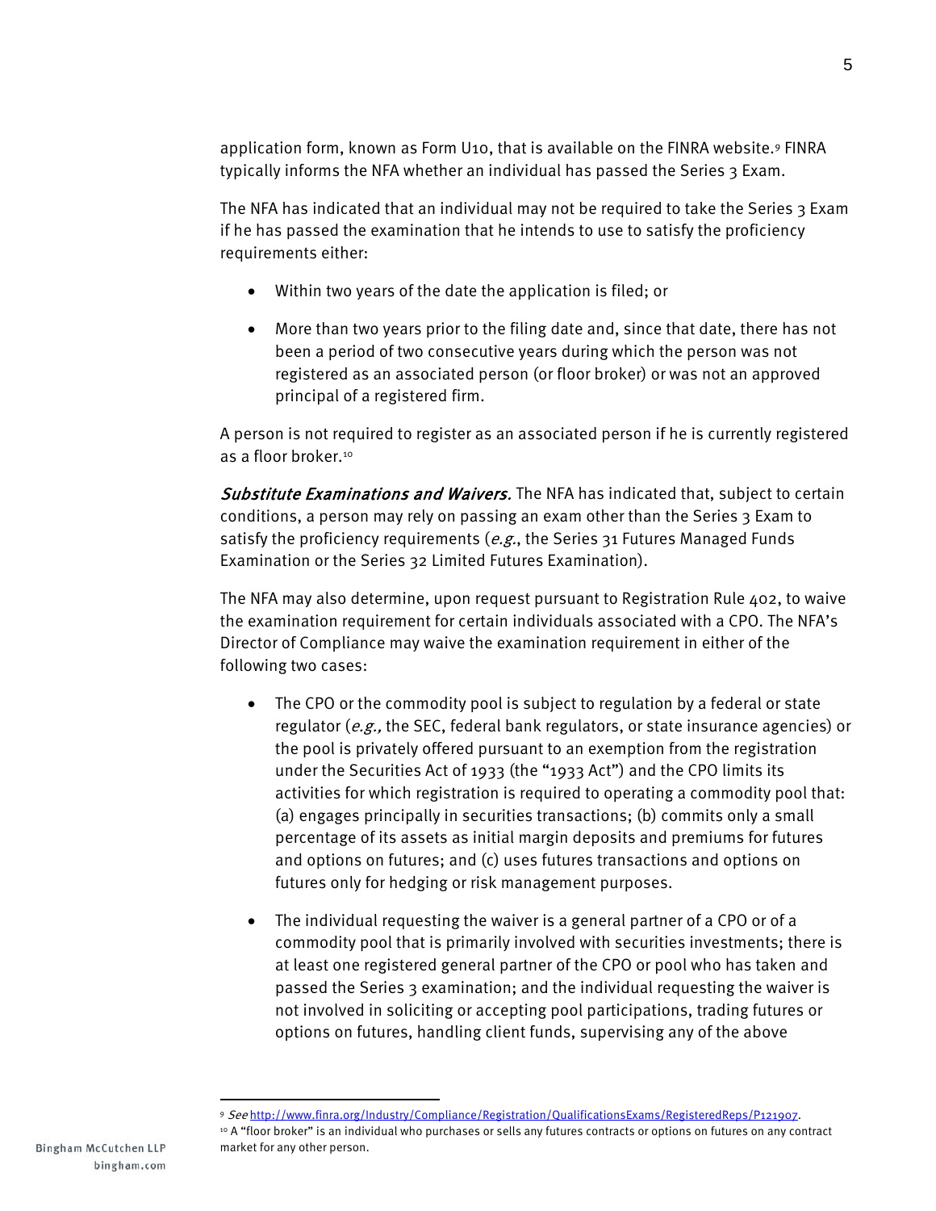application form, known as Form U10, that is available on the FINRA website.[9] FINRA typically informs the NFA whether an individual has passed the Series 3 Exam.

The NFA has indicated that an individual may not be required to take the Series 3 Exam if he has passed the examination that he intends to use to satisfy the proficiency requirements either:

- Within two years of the date the application is filed; or
- More than two years prior to the filing date and, since that date, there has not been a period of two consecutive years during which the person was not registered as an associated person (or floor broker) or was not an approved principal of a registered firm.

A person is not required to register as an associated person if he is currently registered as a floor broker.[10]

***Substitute Examinations and Waivers.*** The NFA has indicated that, subject to certain conditions, a person may rely on passing an exam other than the Series 3 Exam to satisfy the proficiency requirements (*e.g.*, the Series 31 Futures Managed Funds Examination or the Series 32 Limited Futures Examination).

The NFA may also determine, upon request pursuant to Registration Rule 402, to waive the examination requirement for certain individuals associated with a CPO. The NFA's Director of Compliance may waive the examination requirement in either of the following two cases:

- The CPO or the commodity pool is subject to regulation by a federal or state regulator (*e.g.,* the SEC, federal bank regulators, or state insurance agencies) or the pool is privately offered pursuant to an exemption from the registration under the Securities Act of 1933 (the "1933 Act") and the CPO limits its activities for which registration is required to operating a commodity pool that: (a) engages principally in securities transactions; (b) commits only a small percentage of its assets as initial margin deposits and premiums for futures and options on futures; and (c) uses futures transactions and options on futures only for hedging or risk management purposes.
- The individual requesting the waiver is a general partner of a CPO or of a commodity pool that is primarily involved with securities investments; there is at least one registered general partner of the CPO or pool who has taken and passed the Series 3 examination; and the individual requesting the waiver is not involved in soliciting or accepting pool participations, trading futures or options on futures, handling client funds, supervising any of the above

---

[9] *See* http://www.finra.org/Industry/Compliance/Registration/QualificationsExams/RegisteredReps/P121907.

[10] A "floor broker" is an individual who purchases or sells any futures contracts or options on futures on any contract market for any other person.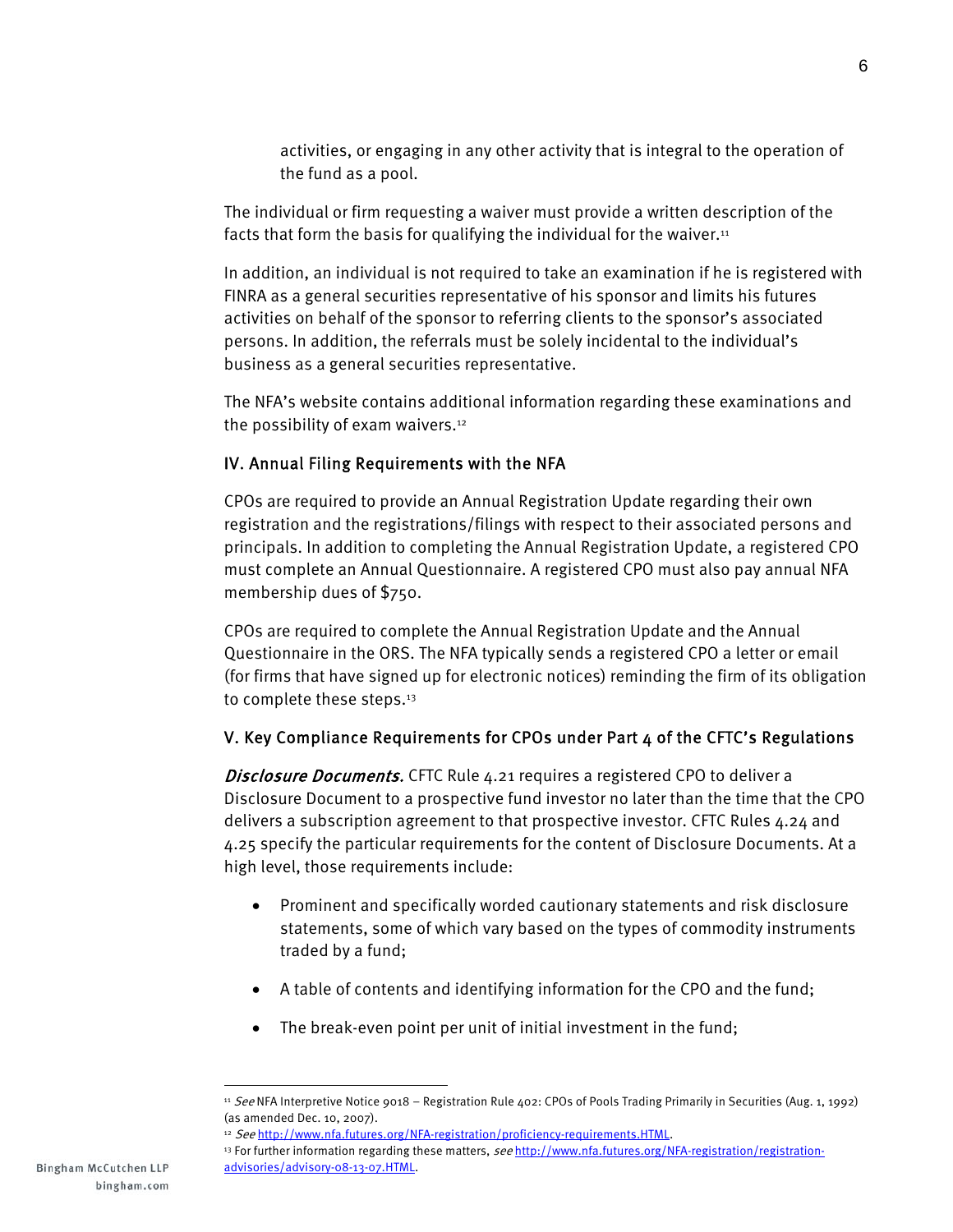activities, or engaging in any other activity that is integral to the operation of the fund as a pool.

The individual or firm requesting a waiver must provide a written description of the facts that form the basis for qualifying the individual for the waiver.[11]

In addition, an individual is not required to take an examination if he is registered with FINRA as a general securities representative of his sponsor and limits his futures activities on behalf of the sponsor to referring clients to the sponsor's associated persons. In addition, the referrals must be solely incidental to the individual's business as a general securities representative.

The NFA's website contains additional information regarding these examinations and the possibility of exam waivers.[12]

### IV. Annual Filing Requirements with the NFA

CPOs are required to provide an Annual Registration Update regarding their own registration and the registrations/filings with respect to their associated persons and principals. In addition to completing the Annual Registration Update, a registered CPO must complete an Annual Questionnaire. A registered CPO must also pay annual NFA membership dues of $750.

CPOs are required to complete the Annual Registration Update and the Annual Questionnaire in the ORS. The NFA typically sends a registered CPO a letter or email (for firms that have signed up for electronic notices) reminding the firm of its obligation to complete these steps.[13]

### V. Key Compliance Requirements for CPOs under Part 4 of the CFTC's Regulations

***Disclosure Documents.*** CFTC Rule 4.21 requires a registered CPO to deliver a Disclosure Document to a prospective fund investor no later than the time that the CPO delivers a subscription agreement to that prospective investor. CFTC Rules 4.24 and 4.25 specify the particular requirements for the content of Disclosure Documents. At a high level, those requirements include:

- Prominent and specifically worded cautionary statements and risk disclosure statements, some of which vary based on the types of commodity instruments traded by a fund;
- A table of contents and identifying information for the CPO and the fund;
- The break-even point per unit of initial investment in the fund;

---

[11] *See* NFA Interpretive Notice 9018 – Registration Rule 402: CPOs of Pools Trading Primarily in Securities (Aug. 1, 1992) (as amended Dec. 10, 2007).

[12] *See* http://www.nfa.futures.org/NFA-registration/proficiency-requirements.HTML.

[13] For further information regarding these matters, *see* http://www.nfa.futures.org/NFA-registration/registration-advisories/advisory-08-13-07.HTML.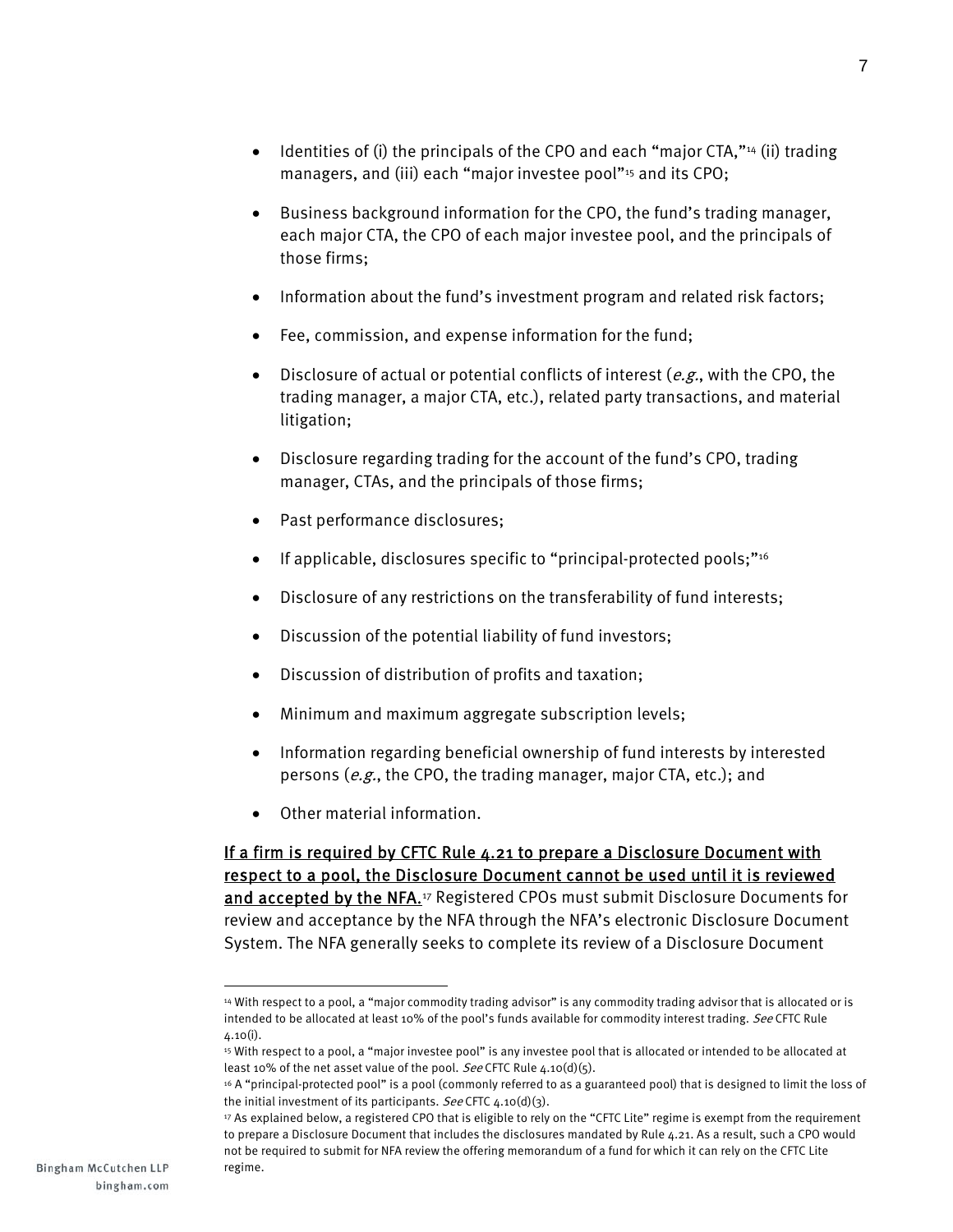- Identities of (i) the principals of the CPO and each "major CTA,"[14] (ii) trading managers, and (iii) each "major investee pool"[15] and its CPO;
- Business background information for the CPO, the fund's trading manager, each major CTA, the CPO of each major investee pool, and the principals of those firms;
- Information about the fund's investment program and related risk factors;
- Fee, commission, and expense information for the fund;
- Disclosure of actual or potential conflicts of interest (*e.g.*, with the CPO, the trading manager, a major CTA, etc.), related party transactions, and material litigation;
- Disclosure regarding trading for the account of the fund's CPO, trading manager, CTAs, and the principals of those firms;
- Past performance disclosures;
- If applicable, disclosures specific to "principal-protected pools;"[16]
- Disclosure of any restrictions on the transferability of fund interests;
- Discussion of the potential liability of fund investors;
- Discussion of distribution of profits and taxation;
- Minimum and maximum aggregate subscription levels;
- Information regarding beneficial ownership of fund interests by interested persons (*e.g.*, the CPO, the trading manager, major CTA, etc.); and
- Other material information.

<u>If a firm is required by CFTC Rule 4.21 to prepare a Disclosure Document with respect to a pool, the Disclosure Document cannot be used until it is reviewed and accepted by the NFA.</u>[17] Registered CPOs must submit Disclosure Documents for review and acceptance by the NFA through the NFA's electronic Disclosure Document System. The NFA generally seeks to complete its review of a Disclosure Document

---

[14] With respect to a pool, a "major commodity trading advisor" is any commodity trading advisor that is allocated or is intended to be allocated at least 10% of the pool's funds available for commodity interest trading. *See* CFTC Rule 4.10(i).

[15] With respect to a pool, a "major investee pool" is any investee pool that is allocated or intended to be allocated at least 10% of the net asset value of the pool. *See* CFTC Rule 4.10(d)(5).

[16] A "principal-protected pool" is a pool (commonly referred to as a guaranteed pool) that is designed to limit the loss of the initial investment of its participants. *See* CFTC 4.10(d)(3).

[17] As explained below, a registered CPO that is eligible to rely on the "CFTC Lite" regime is exempt from the requirement to prepare a Disclosure Document that includes the disclosures mandated by Rule 4.21. As a result, such a CPO would not be required to submit for NFA review the offering memorandum of a fund for which it can rely on the CFTC Lite regime.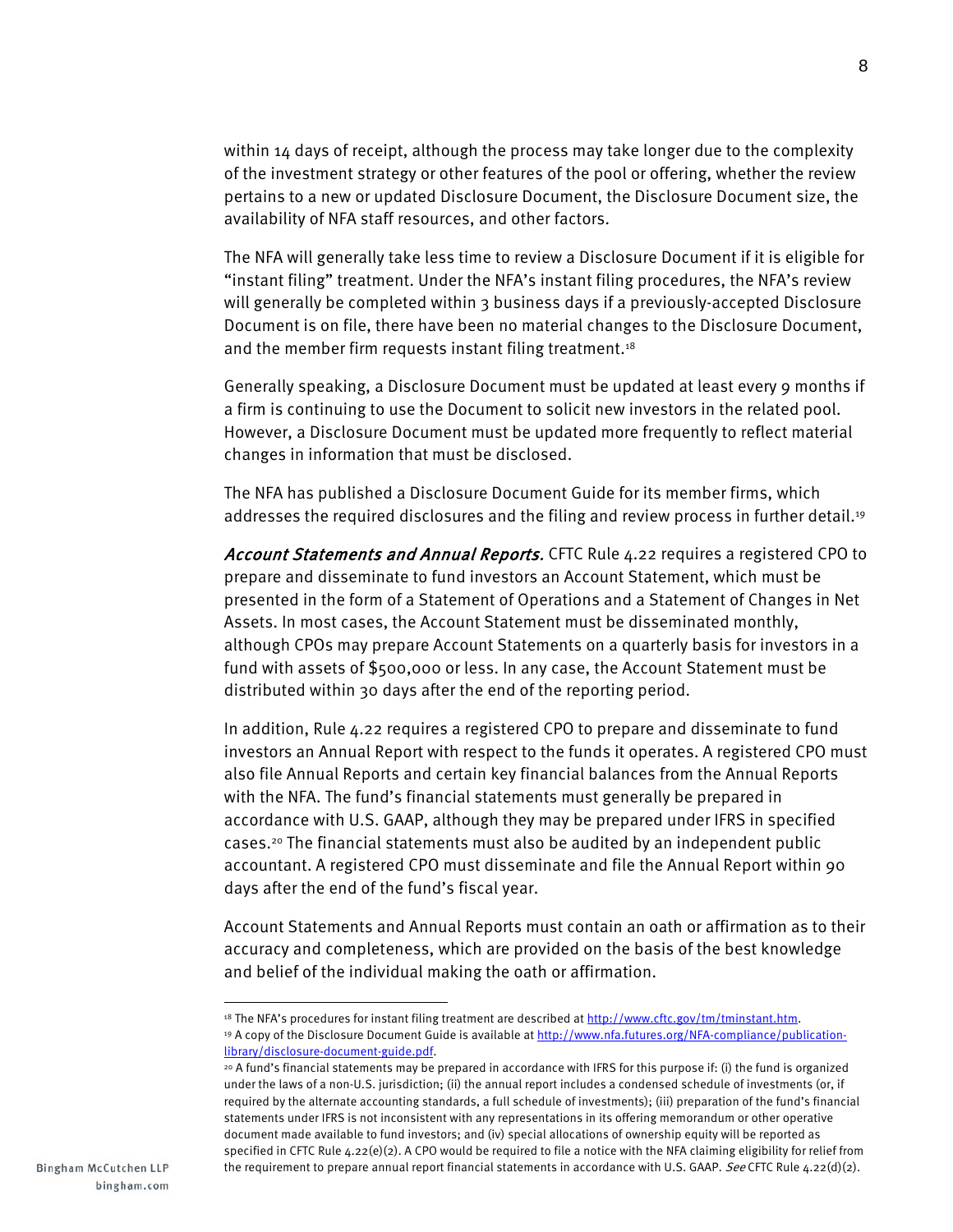within 14 days of receipt, although the process may take longer due to the complexity of the investment strategy or other features of the pool or offering, whether the review pertains to a new or updated Disclosure Document, the Disclosure Document size, the availability of NFA staff resources, and other factors.

The NFA will generally take less time to review a Disclosure Document if it is eligible for "instant filing" treatment. Under the NFA's instant filing procedures, the NFA's review will generally be completed within 3 business days if a previously-accepted Disclosure Document is on file, there have been no material changes to the Disclosure Document, and the member firm requests instant filing treatment.[18]

Generally speaking, a Disclosure Document must be updated at least every 9 months if a firm is continuing to use the Document to solicit new investors in the related pool. However, a Disclosure Document must be updated more frequently to reflect material changes in information that must be disclosed.

The NFA has published a Disclosure Document Guide for its member firms, which addresses the required disclosures and the filing and review process in further detail.[19]

*Account Statements and Annual Reports.* CFTC Rule 4.22 requires a registered CPO to prepare and disseminate to fund investors an Account Statement, which must be presented in the form of a Statement of Operations and a Statement of Changes in Net Assets. In most cases, the Account Statement must be disseminated monthly, although CPOs may prepare Account Statements on a quarterly basis for investors in a fund with assets of $500,000 or less. In any case, the Account Statement must be distributed within 30 days after the end of the reporting period.

In addition, Rule 4.22 requires a registered CPO to prepare and disseminate to fund investors an Annual Report with respect to the funds it operates. A registered CPO must also file Annual Reports and certain key financial balances from the Annual Reports with the NFA. The fund's financial statements must generally be prepared in accordance with U.S. GAAP, although they may be prepared under IFRS in specified cases.[20] The financial statements must also be audited by an independent public accountant. A registered CPO must disseminate and file the Annual Report within 90 days after the end of the fund's fiscal year.

Account Statements and Annual Reports must contain an oath or affirmation as to their accuracy and completeness, which are provided on the basis of the best knowledge and belief of the individual making the oath or affirmation.

---

[18] The NFA's procedures for instant filing treatment are described at http://www.cftc.gov/tm/tminstant.htm.

[19] A copy of the Disclosure Document Guide is available at http://www.nfa.futures.org/NFA-compliance/publication-library/disclosure-document-guide.pdf.

[20] A fund's financial statements may be prepared in accordance with IFRS for this purpose if: (i) the fund is organized under the laws of a non-U.S. jurisdiction; (ii) the annual report includes a condensed schedule of investments (or, if required by the alternate accounting standards, a full schedule of investments); (iii) preparation of the fund's financial statements under IFRS is not inconsistent with any representations in its offering memorandum or other operative document made available to fund investors; and (iv) special allocations of ownership equity will be reported as specified in CFTC Rule 4.22(e)(2). A CPO would be required to file a notice with the NFA claiming eligibility for relief from the requirement to prepare annual report financial statements in accordance with U.S. GAAP. *See* CFTC Rule 4.22(d)(2).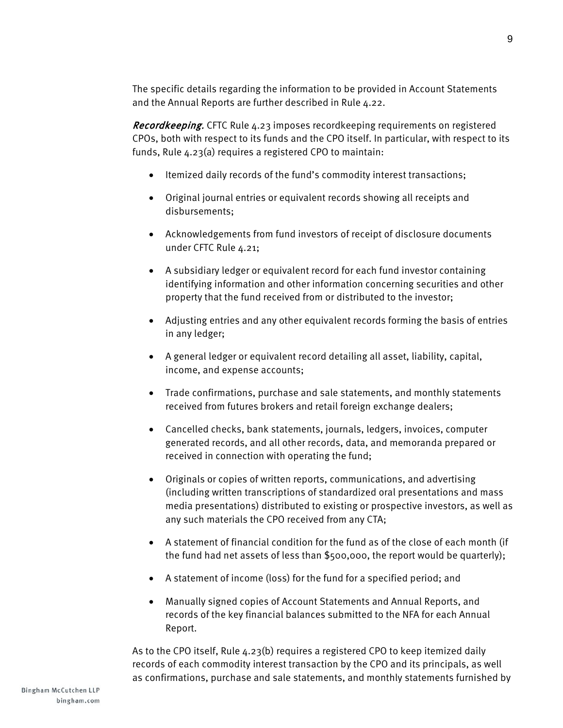The specific details regarding the information to be provided in Account Statements and the Annual Reports are further described in Rule 4.22.

*Recordkeeping.* CFTC Rule 4.23 imposes recordkeeping requirements on registered CPOs, both with respect to its funds and the CPO itself. In particular, with respect to its funds, Rule 4.23(a) requires a registered CPO to maintain:

- Itemized daily records of the fund's commodity interest transactions;
- Original journal entries or equivalent records showing all receipts and disbursements;
- Acknowledgements from fund investors of receipt of disclosure documents under CFTC Rule 4.21;
- A subsidiary ledger or equivalent record for each fund investor containing identifying information and other information concerning securities and other property that the fund received from or distributed to the investor;
- Adjusting entries and any other equivalent records forming the basis of entries in any ledger;
- A general ledger or equivalent record detailing all asset, liability, capital, income, and expense accounts;
- Trade confirmations, purchase and sale statements, and monthly statements received from futures brokers and retail foreign exchange dealers;
- Cancelled checks, bank statements, journals, ledgers, invoices, computer generated records, and all other records, data, and memoranda prepared or received in connection with operating the fund;
- Originals or copies of written reports, communications, and advertising (including written transcriptions of standardized oral presentations and mass media presentations) distributed to existing or prospective investors, as well as any such materials the CPO received from any CTA;
- A statement of financial condition for the fund as of the close of each month (if the fund had net assets of less than $500,000, the report would be quarterly);
- A statement of income (loss) for the fund for a specified period; and
- Manually signed copies of Account Statements and Annual Reports, and records of the key financial balances submitted to the NFA for each Annual Report.

As to the CPO itself, Rule 4.23(b) requires a registered CPO to keep itemized daily records of each commodity interest transaction by the CPO and its principals, as well as confirmations, purchase and sale statements, and monthly statements furnished by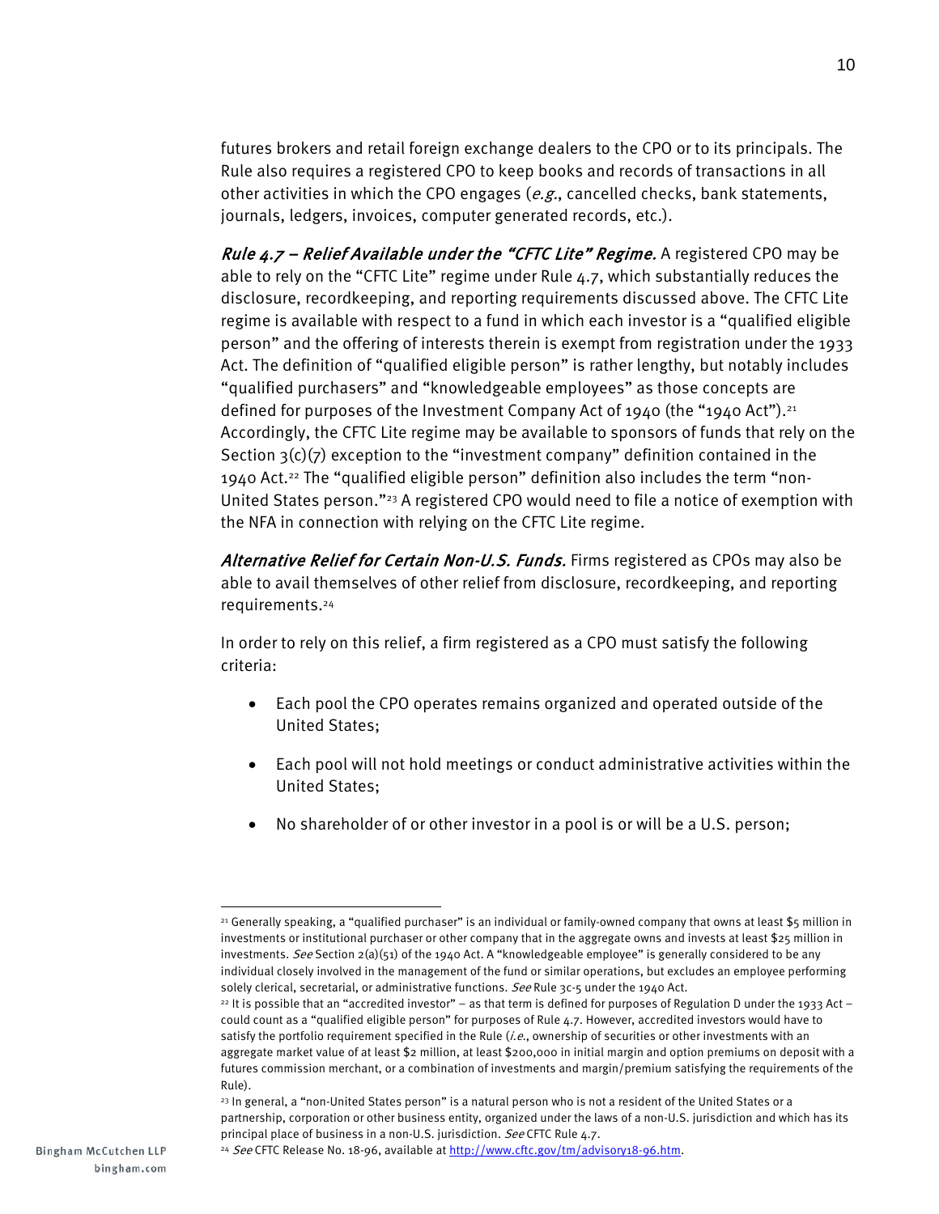futures brokers and retail foreign exchange dealers to the CPO or to its principals. The Rule also requires a registered CPO to keep books and records of transactions in all other activities in which the CPO engages (*e.g.*, cancelled checks, bank statements, journals, ledgers, invoices, computer generated records, etc.).

*Rule 4.7 – Relief Available under the "CFTC Lite" Regime.* A registered CPO may be able to rely on the "CFTC Lite" regime under Rule 4.7, which substantially reduces the disclosure, recordkeeping, and reporting requirements discussed above. The CFTC Lite regime is available with respect to a fund in which each investor is a "qualified eligible person" and the offering of interests therein is exempt from registration under the 1933 Act. The definition of "qualified eligible person" is rather lengthy, but notably includes "qualified purchasers" and "knowledgeable employees" as those concepts are defined for purposes of the Investment Company Act of 1940 (the "1940 Act").[21] Accordingly, the CFTC Lite regime may be available to sponsors of funds that rely on the Section 3(c)(7) exception to the "investment company" definition contained in the 1940 Act.[22] The "qualified eligible person" definition also includes the term "non-United States person."[23] A registered CPO would need to file a notice of exemption with the NFA in connection with relying on the CFTC Lite regime.

*Alternative Relief for Certain Non-U.S. Funds.* Firms registered as CPOs may also be able to avail themselves of other relief from disclosure, recordkeeping, and reporting requirements.[24]

In order to rely on this relief, a firm registered as a CPO must satisfy the following criteria:

- Each pool the CPO operates remains organized and operated outside of the United States;
- Each pool will not hold meetings or conduct administrative activities within the United States;
- No shareholder of or other investor in a pool is or will be a U.S. person;

---

[21] Generally speaking, a "qualified purchaser" is an individual or family-owned company that owns at least $5 million in investments or institutional purchaser or other company that in the aggregate owns and invests at least $25 million in investments. *See* Section 2(a)(51) of the 1940 Act. A "knowledgeable employee" is generally considered to be any individual closely involved in the management of the fund or similar operations, but excludes an employee performing solely clerical, secretarial, or administrative functions. *See* Rule 3c-5 under the 1940 Act.

[22] It is possible that an "accredited investor" – as that term is defined for purposes of Regulation D under the 1933 Act – could count as a "qualified eligible person" for purposes of Rule 4.7. However, accredited investors would have to satisfy the portfolio requirement specified in the Rule (*i.e.*, ownership of securities or other investments with an aggregate market value of at least $2 million, at least $200,000 in initial margin and option premiums on deposit with a futures commission merchant, or a combination of investments and margin/premium satisfying the requirements of the Rule).

[23] In general, a "non-United States person" is a natural person who is not a resident of the United States or a partnership, corporation or other business entity, organized under the laws of a non-U.S. jurisdiction and which has its principal place of business in a non-U.S. jurisdiction. *See* CFTC Rule 4.7.

[24] *See* CFTC Release No. 18-96, available at http://www.cftc.gov/tm/advisory18-96.htm.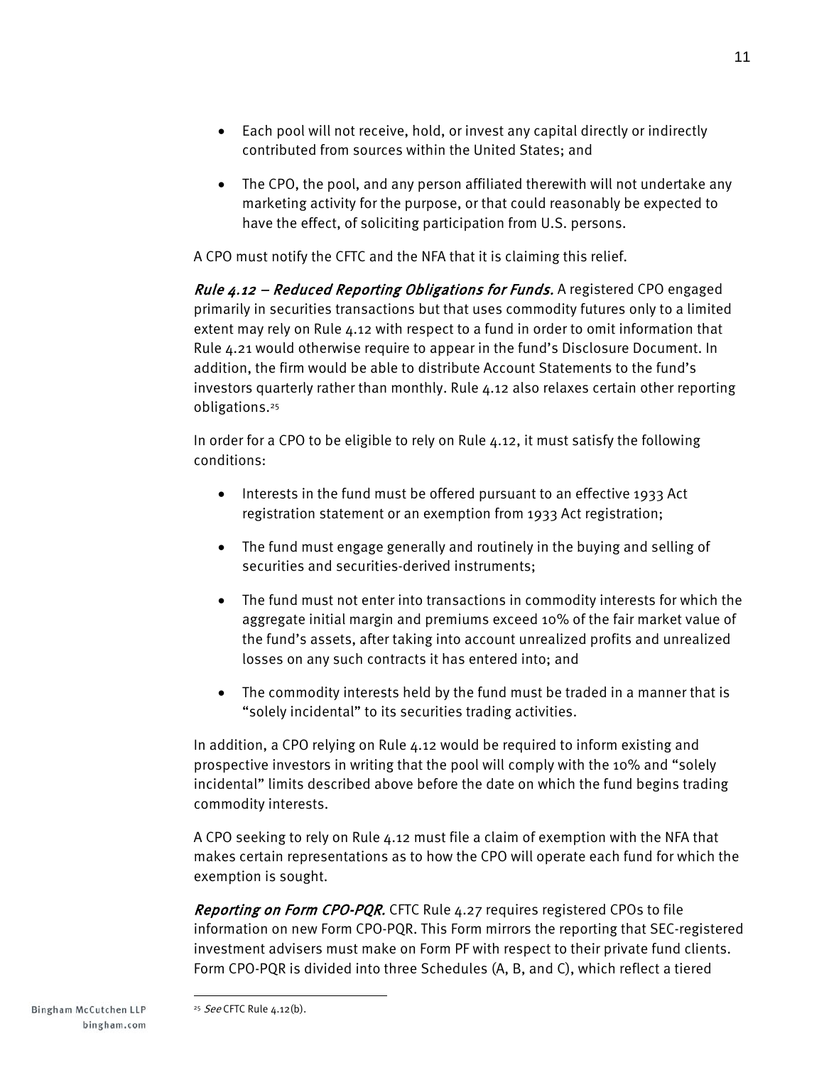- Each pool will not receive, hold, or invest any capital directly or indirectly contributed from sources within the United States; and
- The CPO, the pool, and any person affiliated therewith will not undertake any marketing activity for the purpose, or that could reasonably be expected to have the effect, of soliciting participation from U.S. persons.

A CPO must notify the CFTC and the NFA that it is claiming this relief.

*Rule 4.12 – Reduced Reporting Obligations for Funds.* A registered CPO engaged primarily in securities transactions but that uses commodity futures only to a limited extent may rely on Rule 4.12 with respect to a fund in order to omit information that Rule 4.21 would otherwise require to appear in the fund's Disclosure Document. In addition, the firm would be able to distribute Account Statements to the fund's investors quarterly rather than monthly. Rule 4.12 also relaxes certain other reporting obligations.[25]

In order for a CPO to be eligible to rely on Rule 4.12, it must satisfy the following conditions:

- Interests in the fund must be offered pursuant to an effective 1933 Act registration statement or an exemption from 1933 Act registration;
- The fund must engage generally and routinely in the buying and selling of securities and securities-derived instruments;
- The fund must not enter into transactions in commodity interests for which the aggregate initial margin and premiums exceed 10% of the fair market value of the fund's assets, after taking into account unrealized profits and unrealized losses on any such contracts it has entered into; and
- The commodity interests held by the fund must be traded in a manner that is "solely incidental" to its securities trading activities.

In addition, a CPO relying on Rule 4.12 would be required to inform existing and prospective investors in writing that the pool will comply with the 10% and "solely incidental" limits described above before the date on which the fund begins trading commodity interests.

A CPO seeking to rely on Rule 4.12 must file a claim of exemption with the NFA that makes certain representations as to how the CPO will operate each fund for which the exemption is sought.

*Reporting on Form CPO-PQR.* CFTC Rule 4.27 requires registered CPOs to file information on new Form CPO-PQR. This Form mirrors the reporting that SEC-registered investment advisers must make on Form PF with respect to their private fund clients. Form CPO-PQR is divided into three Schedules (A, B, and C), which reflect a tiered

[25] *See* CFTC Rule 4.12(b).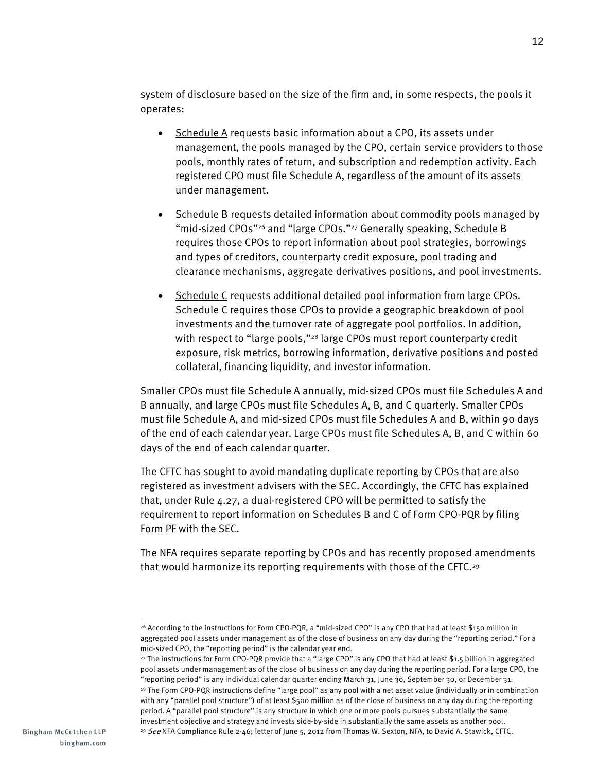system of disclosure based on the size of the firm and, in some respects, the pools it operates:

- Schedule A requests basic information about a CPO, its assets under management, the pools managed by the CPO, certain service providers to those pools, monthly rates of return, and subscription and redemption activity. Each registered CPO must file Schedule A, regardless of the amount of its assets under management.

- Schedule B requests detailed information about commodity pools managed by "mid-sized CPOs"[26] and "large CPOs."[27] Generally speaking, Schedule B requires those CPOs to report information about pool strategies, borrowings and types of creditors, counterparty credit exposure, pool trading and clearance mechanisms, aggregate derivatives positions, and pool investments.

- Schedule C requests additional detailed pool information from large CPOs. Schedule C requires those CPOs to provide a geographic breakdown of pool investments and the turnover rate of aggregate pool portfolios. In addition, with respect to "large pools,"[28] large CPOs must report counterparty credit exposure, risk metrics, borrowing information, derivative positions and posted collateral, financing liquidity, and investor information.

Smaller CPOs must file Schedule A annually, mid-sized CPOs must file Schedules A and B annually, and large CPOs must file Schedules A, B, and C quarterly. Smaller CPOs must file Schedule A, and mid-sized CPOs must file Schedules A and B, within 90 days of the end of each calendar year. Large CPOs must file Schedules A, B, and C within 60 days of the end of each calendar quarter.

The CFTC has sought to avoid mandating duplicate reporting by CPOs that are also registered as investment advisers with the SEC. Accordingly, the CFTC has explained that, under Rule 4.27, a dual-registered CPO will be permitted to satisfy the requirement to report information on Schedules B and C of Form CPO-PQR by filing Form PF with the SEC.

The NFA requires separate reporting by CPOs and has recently proposed amendments that would harmonize its reporting requirements with those of the CFTC.[29]

---

[26] According to the instructions for Form CPO-PQR, a "mid-sized CPO" is any CPO that had at least $150 million in aggregated pool assets under management as of the close of business on any day during the "reporting period." For a mid-sized CPO, the "reporting period" is the calendar year end.

[27] The instructions for Form CPO-PQR provide that a "large CPO" is any CPO that had at least $1.5 billion in aggregated pool assets under management as of the close of business on any day during the reporting period. For a large CPO, the "reporting period" is any individual calendar quarter ending March 31, June 30, September 30, or December 31.

[28] The Form CPO-PQR instructions define "large pool" as any pool with a net asset value (individually or in combination with any "parallel pool structure") of at least $500 million as of the close of business on any day during the reporting period. A "parallel pool structure" is any structure in which one or more pools pursues substantially the same investment objective and strategy and invests side-by-side in substantially the same assets as another pool.

[29] *See* NFA Compliance Rule 2-46; letter of June 5, 2012 from Thomas W. Sexton, NFA, to David A. Stawick, CFTC.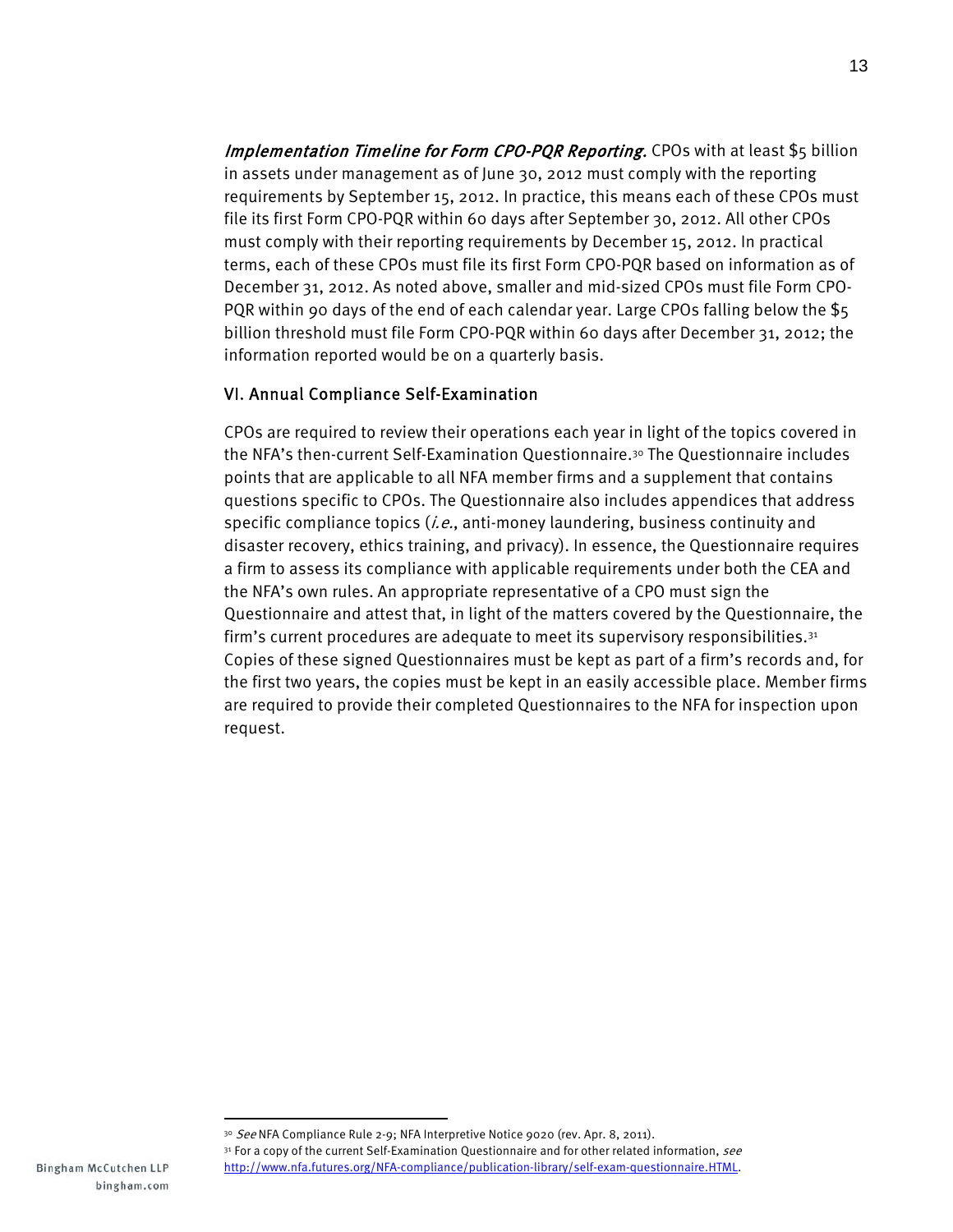*Implementation Timeline for Form CPO-PQR Reporting.* CPOs with at least $5 billion in assets under management as of June 30, 2012 must comply with the reporting requirements by September 15, 2012. In practice, this means each of these CPOs must file its first Form CPO-PQR within 60 days after September 30, 2012. All other CPOs must comply with their reporting requirements by December 15, 2012. In practical terms, each of these CPOs must file its first Form CPO-PQR based on information as of December 31, 2012. As noted above, smaller and mid-sized CPOs must file Form CPO-PQR within 90 days of the end of each calendar year. Large CPOs falling below the $5 billion threshold must file Form CPO-PQR within 60 days after December 31, 2012; the information reported would be on a quarterly basis.

## VI. Annual Compliance Self-Examination

CPOs are required to review their operations each year in light of the topics covered in the NFA's then-current Self-Examination Questionnaire.[30] The Questionnaire includes points that are applicable to all NFA member firms and a supplement that contains questions specific to CPOs. The Questionnaire also includes appendices that address specific compliance topics (*i.e.*, anti-money laundering, business continuity and disaster recovery, ethics training, and privacy). In essence, the Questionnaire requires a firm to assess its compliance with applicable requirements under both the CEA and the NFA's own rules. An appropriate representative of a CPO must sign the Questionnaire and attest that, in light of the matters covered by the Questionnaire, the firm's current procedures are adequate to meet its supervisory responsibilities.[31] Copies of these signed Questionnaires must be kept as part of a firm's records and, for the first two years, the copies must be kept in an easily accessible place. Member firms are required to provide their completed Questionnaires to the NFA for inspection upon request.

---

[30] *See* NFA Compliance Rule 2-9; NFA Interpretive Notice 9020 (rev. Apr. 8, 2011).

[31] For a copy of the current Self-Examination Questionnaire and for other related information, *see* http://www.nfa.futures.org/NFA-compliance/publication-library/self-exam-questionnaire.HTML.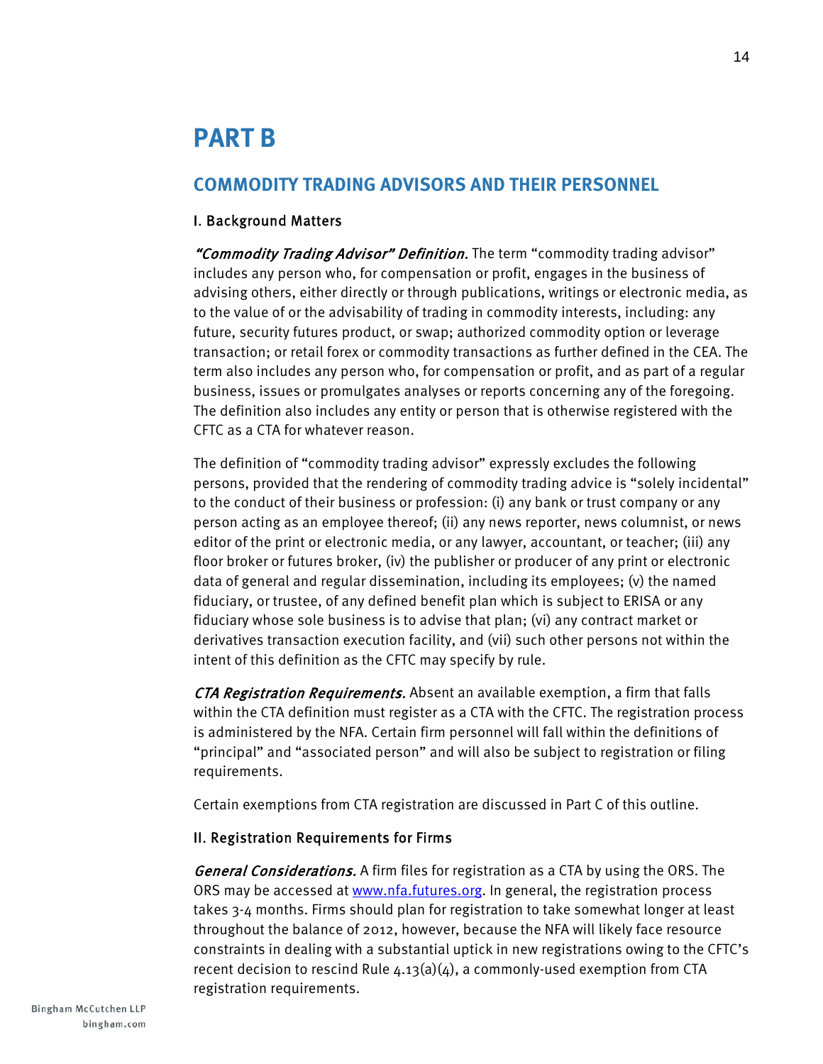# PART B

## COMMODITY TRADING ADVISORS AND THEIR PERSONNEL

### I. Background Matters

***"Commodity Trading Advisor" Definition.*** The term "commodity trading advisor" includes any person who, for compensation or profit, engages in the business of advising others, either directly or through publications, writings or electronic media, as to the value of or the advisability of trading in commodity interests, including: any future, security futures product, or swap; authorized commodity option or leverage transaction; or retail forex or commodity transactions as further defined in the CEA. The term also includes any person who, for compensation or profit, and as part of a regular business, issues or promulgates analyses or reports concerning any of the foregoing. The definition also includes any entity or person that is otherwise registered with the CFTC as a CTA for whatever reason.

The definition of "commodity trading advisor" expressly excludes the following persons, provided that the rendering of commodity trading advice is "solely incidental" to the conduct of their business or profession: (i) any bank or trust company or any person acting as an employee thereof; (ii) any news reporter, news columnist, or news editor of the print or electronic media, or any lawyer, accountant, or teacher; (iii) any floor broker or futures broker, (iv) the publisher or producer of any print or electronic data of general and regular dissemination, including its employees; (v) the named fiduciary, or trustee, of any defined benefit plan which is subject to ERISA or any fiduciary whose sole business is to advise that plan; (vi) any contract market or derivatives transaction execution facility, and (vii) such other persons not within the intent of this definition as the CFTC may specify by rule.

***CTA Registration Requirements.*** Absent an available exemption, a firm that falls within the CTA definition must register as a CTA with the CFTC. The registration process is administered by the NFA. Certain firm personnel will fall within the definitions of "principal" and "associated person" and will also be subject to registration or filing requirements.

Certain exemptions from CTA registration are discussed in Part C of this outline.

### II. Registration Requirements for Firms

***General Considerations.*** A firm files for registration as a CTA by using the ORS. The ORS may be accessed at [www.nfa.futures.org](http://www.nfa.futures.org). In general, the registration process takes 3-4 months. Firms should plan for registration to take somewhat longer at least throughout the balance of 2012, however, because the NFA will likely face resource constraints in dealing with a substantial uptick in new registrations owing to the CFTC's recent decision to rescind Rule 4.13(a)(4), a commonly-used exemption from CTA registration requirements.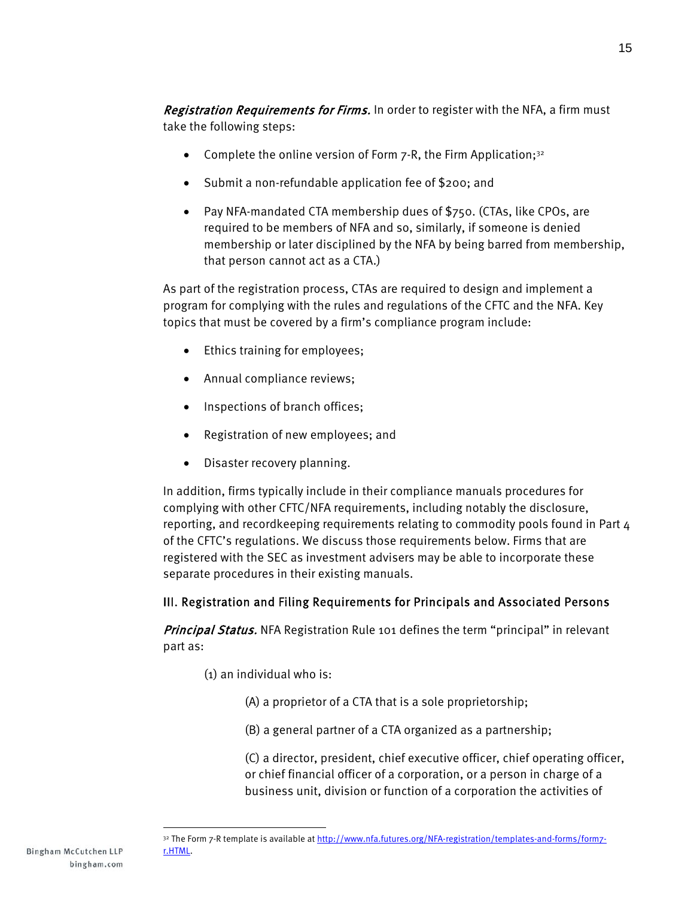***Registration Requirements for Firms.*** In order to register with the NFA, a firm must take the following steps:

- Complete the online version of Form 7-R, the Firm Application;[32]
- Submit a non-refundable application fee of $200; and
- Pay NFA-mandated CTA membership dues of $750. (CTAs, like CPOs, are required to be members of NFA and so, similarly, if someone is denied membership or later disciplined by the NFA by being barred from membership, that person cannot act as a CTA.)

As part of the registration process, CTAs are required to design and implement a program for complying with the rules and regulations of the CFTC and the NFA. Key topics that must be covered by a firm's compliance program include:

- Ethics training for employees;
- Annual compliance reviews;
- Inspections of branch offices;
- Registration of new employees; and
- Disaster recovery planning.

In addition, firms typically include in their compliance manuals procedures for complying with other CFTC/NFA requirements, including notably the disclosure, reporting, and recordkeeping requirements relating to commodity pools found in Part 4 of the CFTC's regulations. We discuss those requirements below. Firms that are registered with the SEC as investment advisers may be able to incorporate these separate procedures in their existing manuals.

## III. Registration and Filing Requirements for Principals and Associated Persons

***Principal Status.*** NFA Registration Rule 101 defines the term "principal" in relevant part as:

> (1) an individual who is:
>
> > (A) a proprietor of a CTA that is a sole proprietorship;
> >
> > (B) a general partner of a CTA organized as a partnership;
> >
> > (C) a director, president, chief executive officer, chief operating officer, or chief financial officer of a corporation, or a person in charge of a business unit, division or function of a corporation the activities of

---

[32] The Form 7-R template is available at http://www.nfa.futures.org/NFA-registration/templates-and-forms/form7-r.HTML.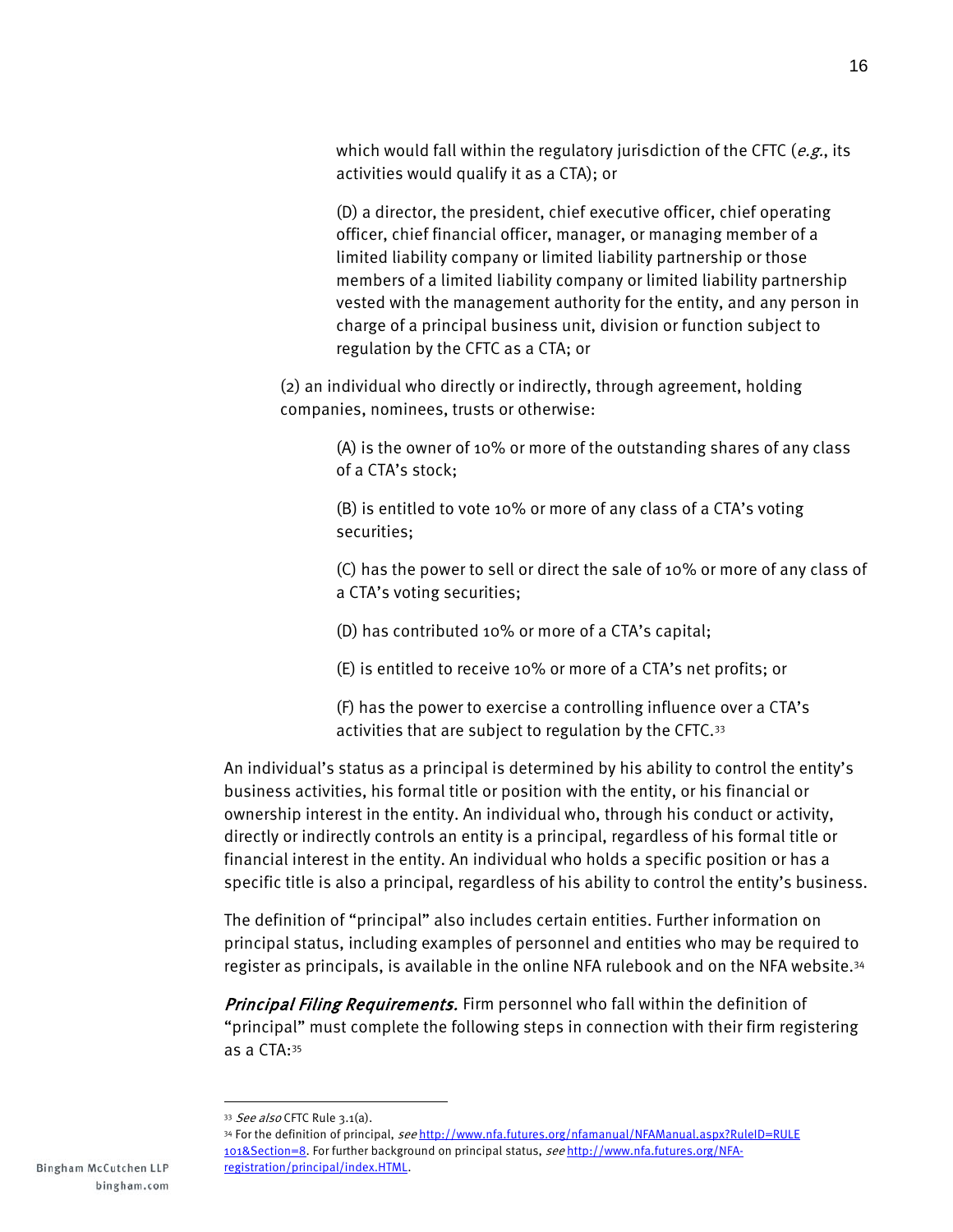which would fall within the regulatory jurisdiction of the CFTC (*e.g.*, its activities would qualify it as a CTA); or

(D) a director, the president, chief executive officer, chief operating officer, chief financial officer, manager, or managing member of a limited liability company or limited liability partnership or those members of a limited liability company or limited liability partnership vested with the management authority for the entity, and any person in charge of a principal business unit, division or function subject to regulation by the CFTC as a CTA; or

(2) an individual who directly or indirectly, through agreement, holding companies, nominees, trusts or otherwise:

(A) is the owner of 10% or more of the outstanding shares of any class of a CTA's stock;

(B) is entitled to vote 10% or more of any class of a CTA's voting securities;

(C) has the power to sell or direct the sale of 10% or more of any class of a CTA's voting securities;

(D) has contributed 10% or more of a CTA's capital;

(E) is entitled to receive 10% or more of a CTA's net profits; or

(F) has the power to exercise a controlling influence over a CTA's activities that are subject to regulation by the CFTC.[33]

An individual's status as a principal is determined by his ability to control the entity's business activities, his formal title or position with the entity, or his financial or ownership interest in the entity. An individual who, through his conduct or activity, directly or indirectly controls an entity is a principal, regardless of his formal title or financial interest in the entity. An individual who holds a specific position or has a specific title is also a principal, regardless of his ability to control the entity's business.

The definition of "principal" also includes certain entities. Further information on principal status, including examples of personnel and entities who may be required to register as principals, is available in the online NFA rulebook and on the NFA website.[34]

***Principal Filing Requirements.*** Firm personnel who fall within the definition of "principal" must complete the following steps in connection with their firm registering as a CTA:[35]

---

[33] *See also* CFTC Rule 3.1(a).

[34] For the definition of principal, *see* http://www.nfa.futures.org/nfamanual/NFAManual.aspx?RuleID=RULE 101&Section=8. For further background on principal status, *see* http://www.nfa.futures.org/NFA-registration/principal/index.HTML.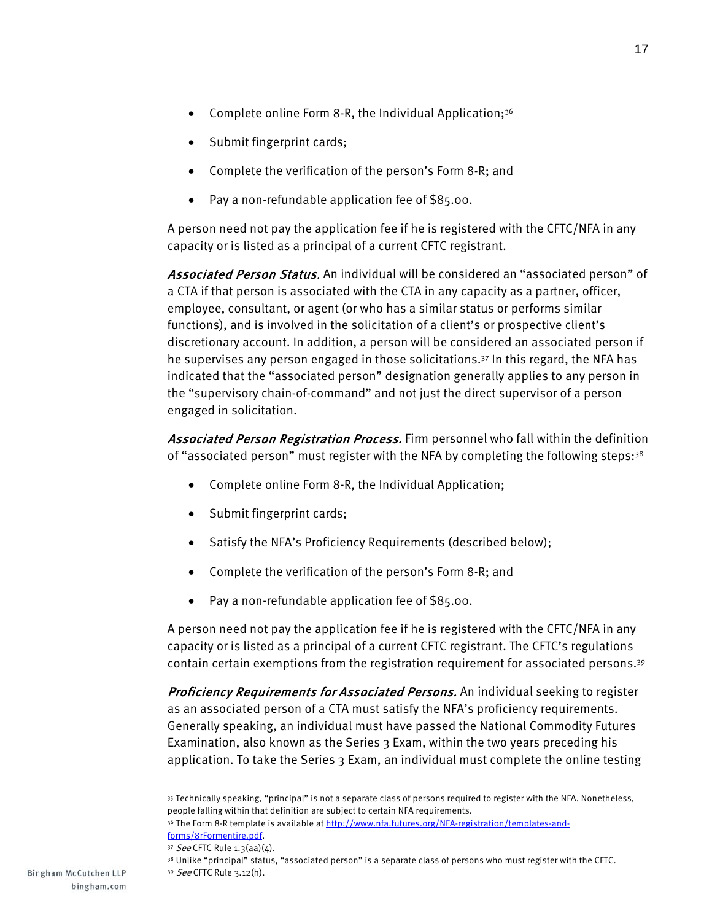- Complete online Form 8-R, the Individual Application;[36]
- Submit fingerprint cards;
- Complete the verification of the person's Form 8-R; and
- Pay a non-refundable application fee of $85.00.

A person need not pay the application fee if he is registered with the CFTC/NFA in any capacity or is listed as a principal of a current CFTC registrant.

***Associated Person Status.*** An individual will be considered an "associated person" of a CTA if that person is associated with the CTA in any capacity as a partner, officer, employee, consultant, or agent (or who has a similar status or performs similar functions), and is involved in the solicitation of a client's or prospective client's discretionary account. In addition, a person will be considered an associated person if he supervises any person engaged in those solicitations.[37] In this regard, the NFA has indicated that the "associated person" designation generally applies to any person in the "supervisory chain-of-command" and not just the direct supervisor of a person engaged in solicitation.

***Associated Person Registration Process.*** Firm personnel who fall within the definition of "associated person" must register with the NFA by completing the following steps:[38]

- Complete online Form 8-R, the Individual Application;
- Submit fingerprint cards;
- Satisfy the NFA's Proficiency Requirements (described below);
- Complete the verification of the person's Form 8-R; and
- Pay a non-refundable application fee of $85.00.

A person need not pay the application fee if he is registered with the CFTC/NFA in any capacity or is listed as a principal of a current CFTC registrant. The CFTC's regulations contain certain exemptions from the registration requirement for associated persons.[39]

***Proficiency Requirements for Associated Persons.*** An individual seeking to register as an associated person of a CTA must satisfy the NFA's proficiency requirements. Generally speaking, an individual must have passed the National Commodity Futures Examination, also known as the Series 3 Exam, within the two years preceding his application. To take the Series 3 Exam, an individual must complete the online testing

---

[35] Technically speaking, "principal" is not a separate class of persons required to register with the NFA. Nonetheless, people falling within that definition are subject to certain NFA requirements.

[36] The Form 8-R template is available at [http://www.nfa.futures.org/NFA-registration/templates-and-forms/8rFormentire.pdf](http://www.nfa.futures.org/NFA-registration/templates-and-forms/8rFormentire.pdf).

[37] *See* CFTC Rule 1.3(aa)(4).

[38] Unlike "principal" status, "associated person" is a separate class of persons who must register with the CFTC.

[39] *See* CFTC Rule 3.12(h).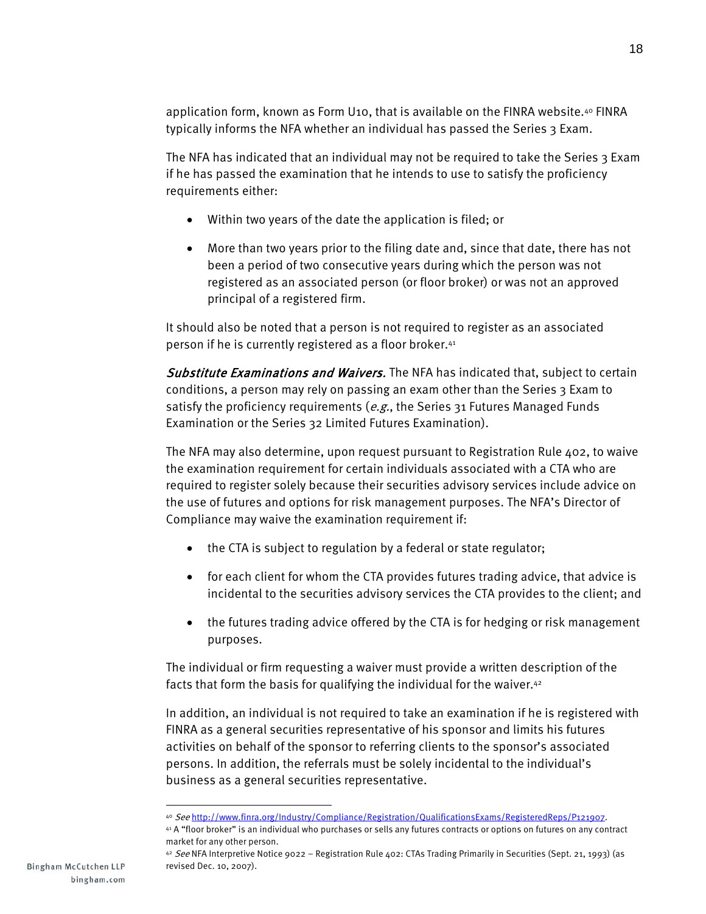application form, known as Form U10, that is available on the FINRA website.[40] FINRA typically informs the NFA whether an individual has passed the Series 3 Exam.

The NFA has indicated that an individual may not be required to take the Series 3 Exam if he has passed the examination that he intends to use to satisfy the proficiency requirements either:

- Within two years of the date the application is filed; or
- More than two years prior to the filing date and, since that date, there has not been a period of two consecutive years during which the person was not registered as an associated person (or floor broker) or was not an approved principal of a registered firm.

It should also be noted that a person is not required to register as an associated person if he is currently registered as a floor broker.[41]

***Substitute Examinations and Waivers.*** The NFA has indicated that, subject to certain conditions, a person may rely on passing an exam other than the Series 3 Exam to satisfy the proficiency requirements (*e.g.*, the Series 31 Futures Managed Funds Examination or the Series 32 Limited Futures Examination).

The NFA may also determine, upon request pursuant to Registration Rule 402, to waive the examination requirement for certain individuals associated with a CTA who are required to register solely because their securities advisory services include advice on the use of futures and options for risk management purposes. The NFA's Director of Compliance may waive the examination requirement if:

- the CTA is subject to regulation by a federal or state regulator;
- for each client for whom the CTA provides futures trading advice, that advice is incidental to the securities advisory services the CTA provides to the client; and
- the futures trading advice offered by the CTA is for hedging or risk management purposes.

The individual or firm requesting a waiver must provide a written description of the facts that form the basis for qualifying the individual for the waiver.[42]

In addition, an individual is not required to take an examination if he is registered with FINRA as a general securities representative of his sponsor and limits his futures activities on behalf of the sponsor to referring clients to the sponsor's associated persons. In addition, the referrals must be solely incidental to the individual's business as a general securities representative.

---

[40] *See* http://www.finra.org/Industry/Compliance/Registration/QualificationsExams/RegisteredReps/P121907.

[41] A "floor broker" is an individual who purchases or sells any futures contracts or options on futures on any contract market for any other person.

[42] *See* NFA Interpretive Notice 9022 – Registration Rule 402: CTAs Trading Primarily in Securities (Sept. 21, 1993) (as revised Dec. 10, 2007).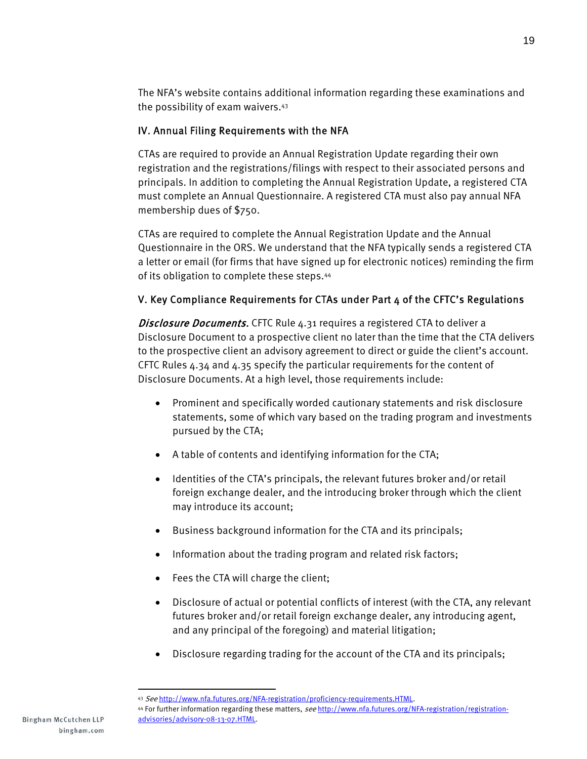The NFA's website contains additional information regarding these examinations and the possibility of exam waivers.[43]

## IV. Annual Filing Requirements with the NFA

CTAs are required to provide an Annual Registration Update regarding their own registration and the registrations/filings with respect to their associated persons and principals. In addition to completing the Annual Registration Update, a registered CTA must complete an Annual Questionnaire. A registered CTA must also pay annual NFA membership dues of $750.

CTAs are required to complete the Annual Registration Update and the Annual Questionnaire in the ORS. We understand that the NFA typically sends a registered CTA a letter or email (for firms that have signed up for electronic notices) reminding the firm of its obligation to complete these steps.[44]

## V. Key Compliance Requirements for CTAs under Part 4 of the CFTC's Regulations

***Disclosure Documents.*** CFTC Rule 4.31 requires a registered CTA to deliver a Disclosure Document to a prospective client no later than the time that the CTA delivers to the prospective client an advisory agreement to direct or guide the client's account. CFTC Rules 4.34 and 4.35 specify the particular requirements for the content of Disclosure Documents. At a high level, those requirements include:

- Prominent and specifically worded cautionary statements and risk disclosure statements, some of which vary based on the trading program and investments pursued by the CTA;
- A table of contents and identifying information for the CTA;
- Identities of the CTA's principals, the relevant futures broker and/or retail foreign exchange dealer, and the introducing broker through which the client may introduce its account;
- Business background information for the CTA and its principals;
- Information about the trading program and related risk factors;
- Fees the CTA will charge the client;
- Disclosure of actual or potential conflicts of interest (with the CTA, any relevant futures broker and/or retail foreign exchange dealer, any introducing agent, and any principal of the foregoing) and material litigation;
- Disclosure regarding trading for the account of the CTA and its principals;

---

[43] *See* http://www.nfa.futures.org/NFA-registration/proficiency-requirements.HTML.

[44] For further information regarding these matters, *see* http://www.nfa.futures.org/NFA-registration/registration-advisories/advisory-08-13-07.HTML.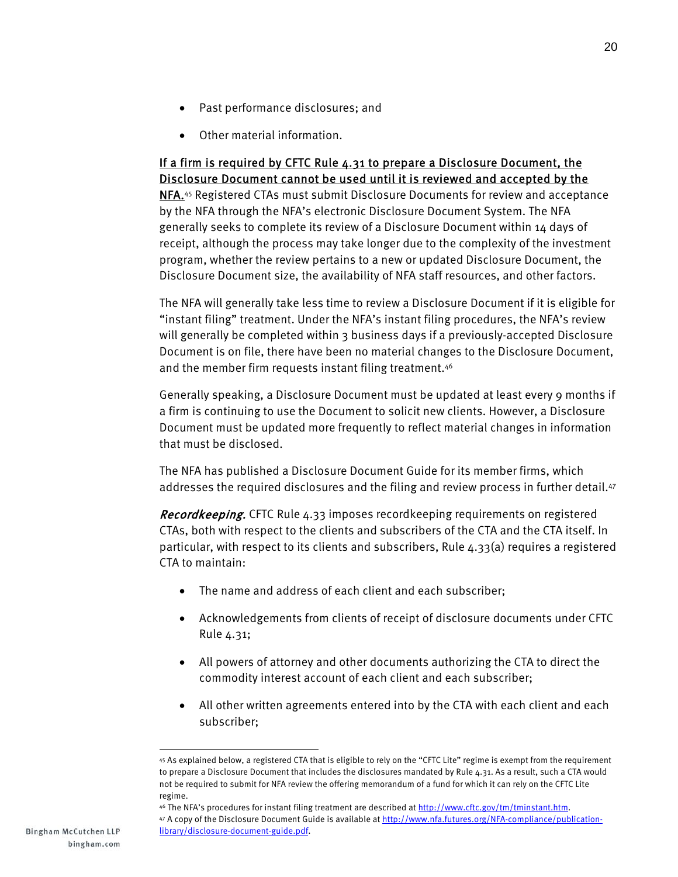- Past performance disclosures; and
- Other material information.

<u>If a firm is required by CFTC Rule 4.31 to prepare a Disclosure Document, the Disclosure Document cannot be used until it is reviewed and accepted by the NFA.</u>[45] Registered CTAs must submit Disclosure Documents for review and acceptance by the NFA through the NFA's electronic Disclosure Document System. The NFA generally seeks to complete its review of a Disclosure Document within 14 days of receipt, although the process may take longer due to the complexity of the investment program, whether the review pertains to a new or updated Disclosure Document, the Disclosure Document size, the availability of NFA staff resources, and other factors.

The NFA will generally take less time to review a Disclosure Document if it is eligible for "instant filing" treatment. Under the NFA's instant filing procedures, the NFA's review will generally be completed within 3 business days if a previously-accepted Disclosure Document is on file, there have been no material changes to the Disclosure Document, and the member firm requests instant filing treatment.[46]

Generally speaking, a Disclosure Document must be updated at least every 9 months if a firm is continuing to use the Document to solicit new clients. However, a Disclosure Document must be updated more frequently to reflect material changes in information that must be disclosed.

The NFA has published a Disclosure Document Guide for its member firms, which addresses the required disclosures and the filing and review process in further detail.[47]

***Recordkeeping.*** CFTC Rule 4.33 imposes recordkeeping requirements on registered CTAs, both with respect to the clients and subscribers of the CTA and the CTA itself. In particular, with respect to its clients and subscribers, Rule 4.33(a) requires a registered CTA to maintain:

- The name and address of each client and each subscriber;
- Acknowledgements from clients of receipt of disclosure documents under CFTC Rule 4.31;
- All powers of attorney and other documents authorizing the CTA to direct the commodity interest account of each client and each subscriber;
- All other written agreements entered into by the CTA with each client and each subscriber;

---

[45] As explained below, a registered CTA that is eligible to rely on the "CFTC Lite" regime is exempt from the requirement to prepare a Disclosure Document that includes the disclosures mandated by Rule 4.31. As a result, such a CTA would not be required to submit for NFA review the offering memorandum of a fund for which it can rely on the CFTC Lite regime.

[46] The NFA's procedures for instant filing treatment are described at http://www.cftc.gov/tm/tminstant.htm.

[47] A copy of the Disclosure Document Guide is available at http://www.nfa.futures.org/NFA-compliance/publication-library/disclosure-document-guide.pdf.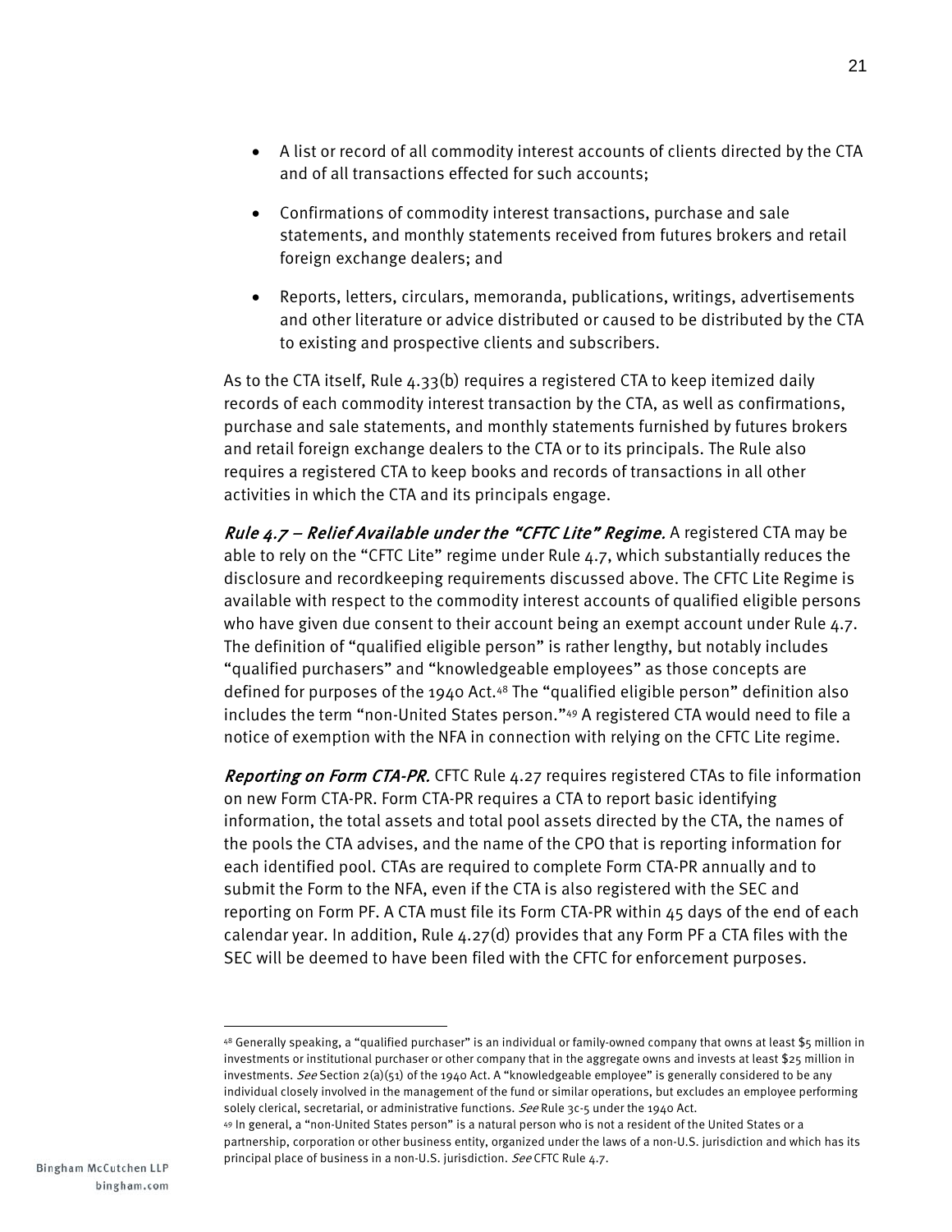- A list or record of all commodity interest accounts of clients directed by the CTA and of all transactions effected for such accounts;
- Confirmations of commodity interest transactions, purchase and sale statements, and monthly statements received from futures brokers and retail foreign exchange dealers; and
- Reports, letters, circulars, memoranda, publications, writings, advertisements and other literature or advice distributed or caused to be distributed by the CTA to existing and prospective clients and subscribers.

As to the CTA itself, Rule 4.33(b) requires a registered CTA to keep itemized daily records of each commodity interest transaction by the CTA, as well as confirmations, purchase and sale statements, and monthly statements furnished by futures brokers and retail foreign exchange dealers to the CTA or to its principals. The Rule also requires a registered CTA to keep books and records of transactions in all other activities in which the CTA and its principals engage.

***Rule 4.7 – Relief Available under the "CFTC Lite" Regime.*** A registered CTA may be able to rely on the "CFTC Lite" regime under Rule 4.7, which substantially reduces the disclosure and recordkeeping requirements discussed above. The CFTC Lite Regime is available with respect to the commodity interest accounts of qualified eligible persons who have given due consent to their account being an exempt account under Rule 4.7. The definition of "qualified eligible person" is rather lengthy, but notably includes "qualified purchasers" and "knowledgeable employees" as those concepts are defined for purposes of the 1940 Act.[48] The "qualified eligible person" definition also includes the term "non-United States person."[49] A registered CTA would need to file a notice of exemption with the NFA in connection with relying on the CFTC Lite regime.

***Reporting on Form CTA-PR.*** CFTC Rule 4.27 requires registered CTAs to file information on new Form CTA-PR. Form CTA-PR requires a CTA to report basic identifying information, the total assets and total pool assets directed by the CTA, the names of the pools the CTA advises, and the name of the CPO that is reporting information for each identified pool. CTAs are required to complete Form CTA-PR annually and to submit the Form to the NFA, even if the CTA is also registered with the SEC and reporting on Form PF. A CTA must file its Form CTA-PR within 45 days of the end of each calendar year. In addition, Rule 4.27(d) provides that any Form PF a CTA files with the SEC will be deemed to have been filed with the CFTC for enforcement purposes.

---

[48] Generally speaking, a "qualified purchaser" is an individual or family-owned company that owns at least $5 million in investments or institutional purchaser or other company that in the aggregate owns and invests at least $25 million in investments. *See* Section 2(a)(51) of the 1940 Act. A "knowledgeable employee" is generally considered to be any individual closely involved in the management of the fund or similar operations, but excludes an employee performing solely clerical, secretarial, or administrative functions. *See* Rule 3c-5 under the 1940 Act.

[49] In general, a "non-United States person" is a natural person who is not a resident of the United States or a partnership, corporation or other business entity, organized under the laws of a non-U.S. jurisdiction and which has its principal place of business in a non-U.S. jurisdiction. *See* CFTC Rule 4.7.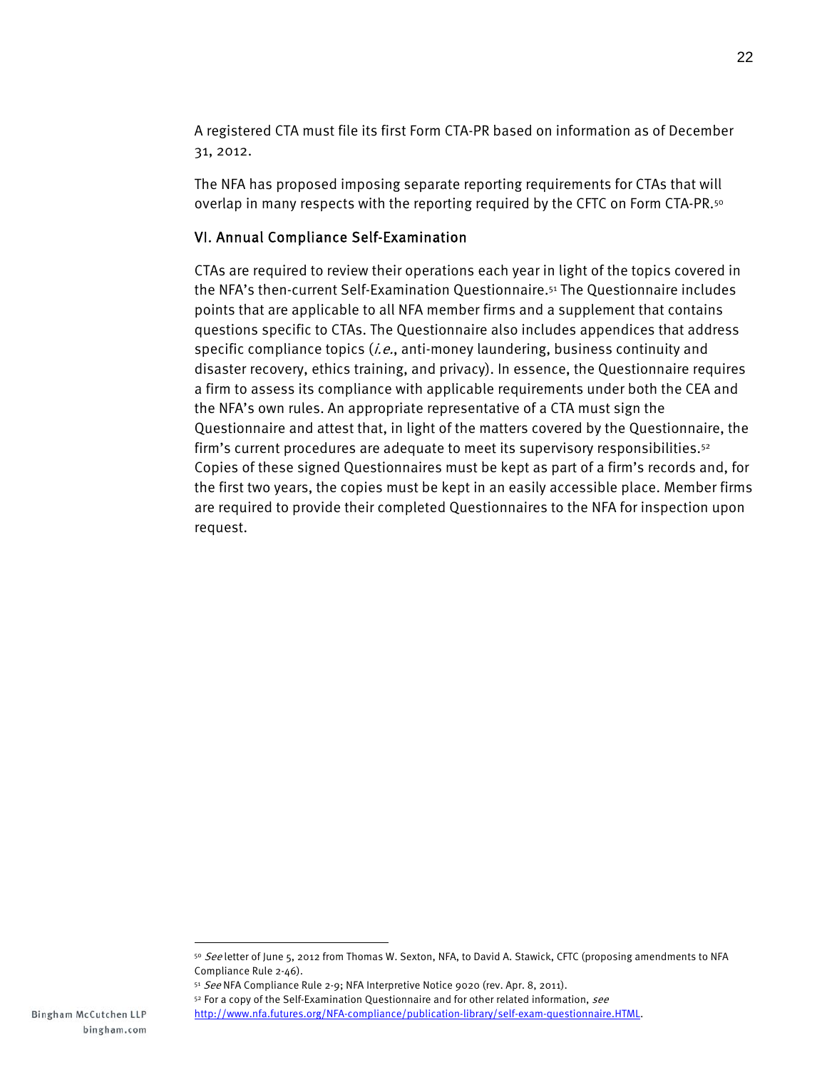A registered CTA must file its first Form CTA-PR based on information as of December 31, 2012.

The NFA has proposed imposing separate reporting requirements for CTAs that will overlap in many respects with the reporting required by the CFTC on Form CTA-PR.[50]

## VI. Annual Compliance Self-Examination

CTAs are required to review their operations each year in light of the topics covered in the NFA's then-current Self-Examination Questionnaire.[51] The Questionnaire includes points that are applicable to all NFA member firms and a supplement that contains questions specific to CTAs. The Questionnaire also includes appendices that address specific compliance topics (*i.e.*, anti-money laundering, business continuity and disaster recovery, ethics training, and privacy). In essence, the Questionnaire requires a firm to assess its compliance with applicable requirements under both the CEA and the NFA's own rules. An appropriate representative of a CTA must sign the Questionnaire and attest that, in light of the matters covered by the Questionnaire, the firm's current procedures are adequate to meet its supervisory responsibilities.[52] Copies of these signed Questionnaires must be kept as part of a firm's records and, for the first two years, the copies must be kept in an easily accessible place. Member firms are required to provide their completed Questionnaires to the NFA for inspection upon request.

---

[50] *See* letter of June 5, 2012 from Thomas W. Sexton, NFA, to David A. Stawick, CFTC (proposing amendments to NFA Compliance Rule 2-46).

[51] *See* NFA Compliance Rule 2-9; NFA Interpretive Notice 9020 (rev. Apr. 8, 2011).

[52] For a copy of the Self-Examination Questionnaire and for other related information, *see* http://www.nfa.futures.org/NFA-compliance/publication-library/self-exam-questionnaire.HTML.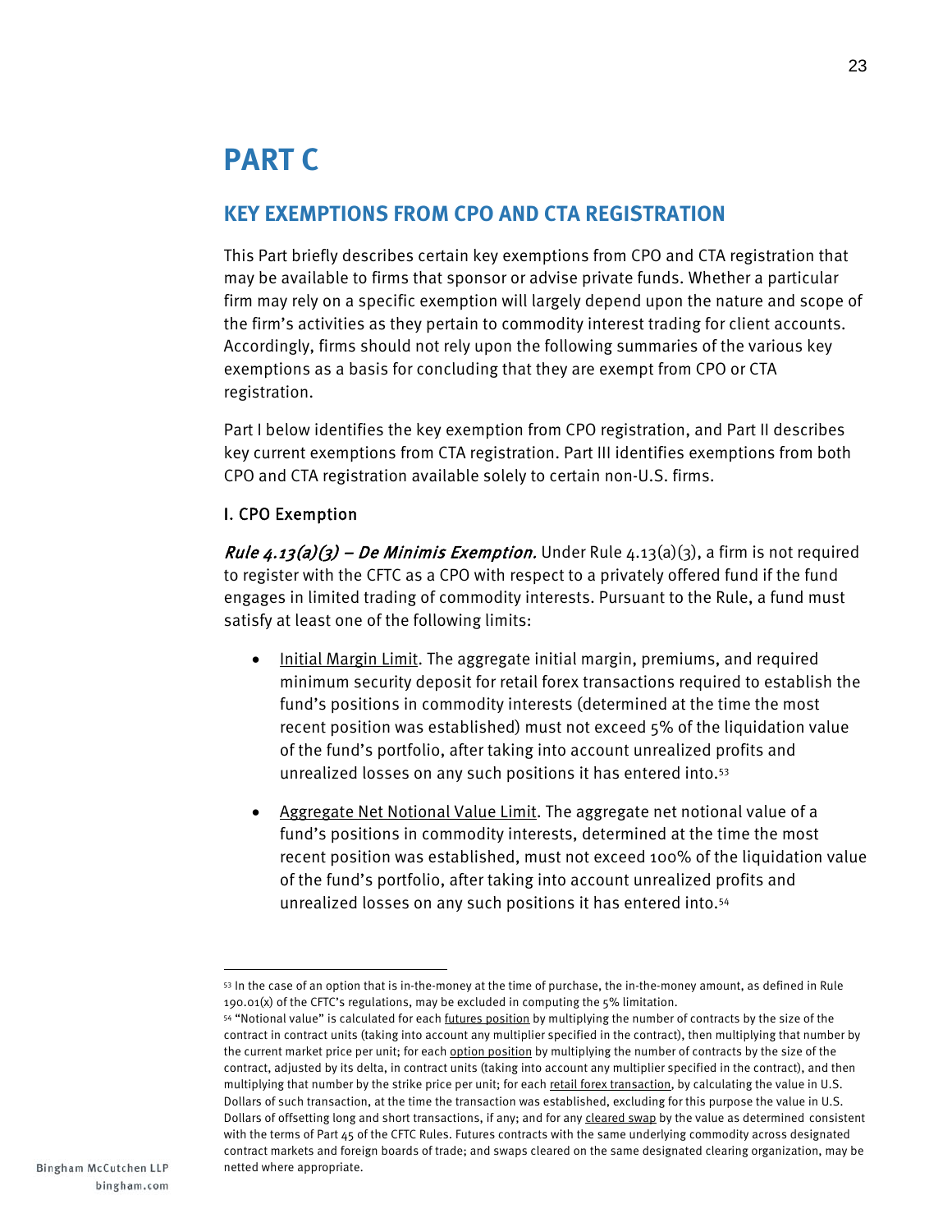# PART C

## KEY EXEMPTIONS FROM CPO AND CTA REGISTRATION

This Part briefly describes certain key exemptions from CPO and CTA registration that may be available to firms that sponsor or advise private funds. Whether a particular firm may rely on a specific exemption will largely depend upon the nature and scope of the firm's activities as they pertain to commodity interest trading for client accounts. Accordingly, firms should not rely upon the following summaries of the various key exemptions as a basis for concluding that they are exempt from CPO or CTA registration.

Part I below identifies the key exemption from CPO registration, and Part II describes key current exemptions from CTA registration. Part III identifies exemptions from both CPO and CTA registration available solely to certain non-U.S. firms.

### I. CPO Exemption

***Rule 4.13(a)(3) – De Minimis Exemption.*** Under Rule 4.13(a)(3), a firm is not required to register with the CFTC as a CPO with respect to a privately offered fund if the fund engages in limited trading of commodity interests. Pursuant to the Rule, a fund must satisfy at least one of the following limits:

- Initial Margin Limit. The aggregate initial margin, premiums, and required minimum security deposit for retail forex transactions required to establish the fund's positions in commodity interests (determined at the time the most recent position was established) must not exceed 5% of the liquidation value of the fund's portfolio, after taking into account unrealized profits and unrealized losses on any such positions it has entered into.[53]

- Aggregate Net Notional Value Limit. The aggregate net notional value of a fund's positions in commodity interests, determined at the time the most recent position was established, must not exceed 100% of the liquidation value of the fund's portfolio, after taking into account unrealized profits and unrealized losses on any such positions it has entered into.[54]

---

[53] In the case of an option that is in-the-money at the time of purchase, the in-the-money amount, as defined in Rule 190.01(x) of the CFTC's regulations, may be excluded in computing the 5% limitation.

[54] "Notional value" is calculated for each futures position by multiplying the number of contracts by the size of the contract in contract units (taking into account any multiplier specified in the contract), then multiplying that number by the current market price per unit; for each option position by multiplying the number of contracts by the size of the contract, adjusted by its delta, in contract units (taking into account any multiplier specified in the contract), and then multiplying that number by the strike price per unit; for each retail forex transaction, by calculating the value in U.S. Dollars of such transaction, at the time the transaction was established, excluding for this purpose the value in U.S. Dollars of offsetting long and short transactions, if any; and for any cleared swap by the value as determined consistent with the terms of Part 45 of the CFTC Rules. Futures contracts with the same underlying commodity across designated contract markets and foreign boards of trade; and swaps cleared on the same designated clearing organization, may be netted where appropriate.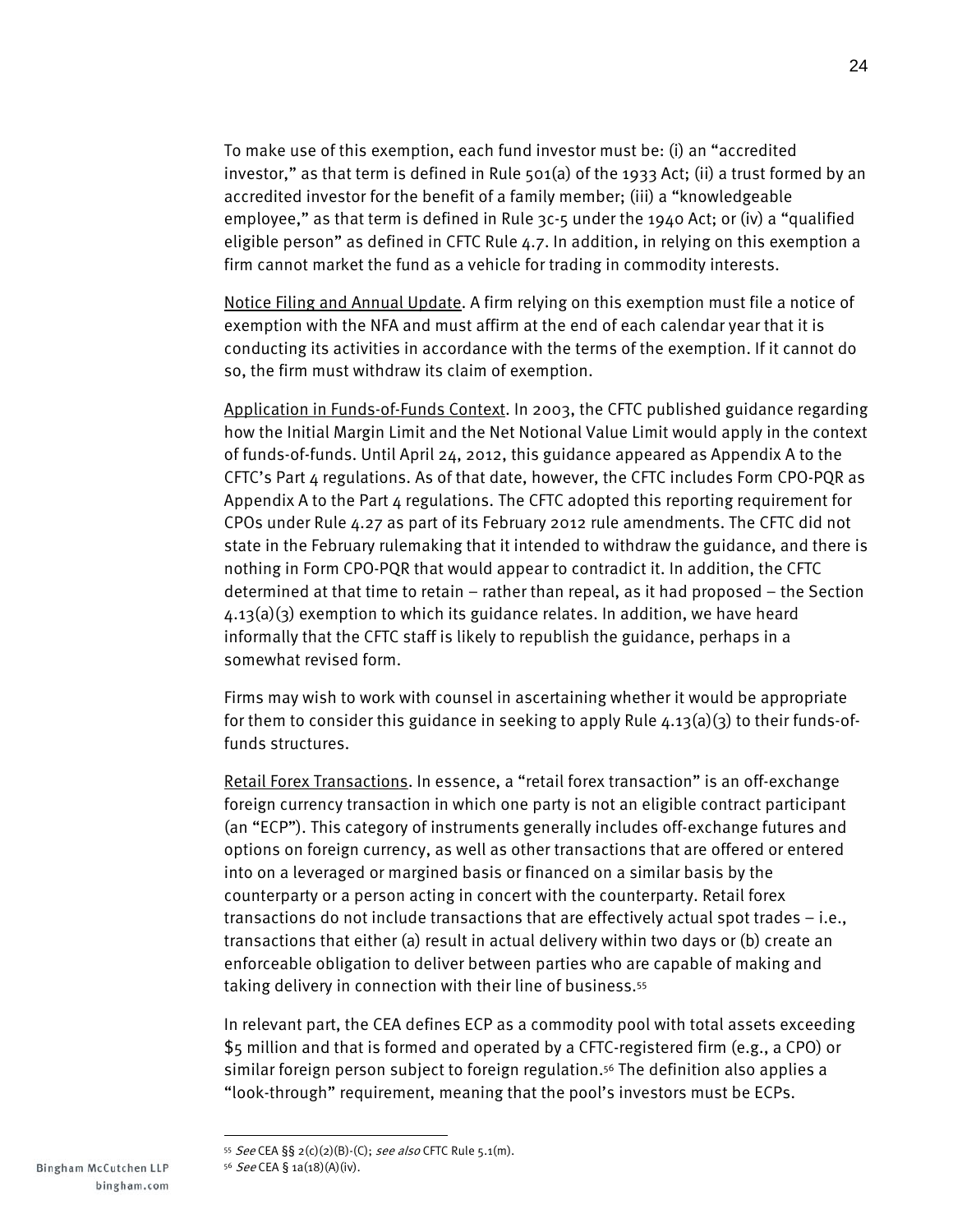To make use of this exemption, each fund investor must be: (i) an "accredited investor," as that term is defined in Rule 501(a) of the 1933 Act; (ii) a trust formed by an accredited investor for the benefit of a family member; (iii) a "knowledgeable employee," as that term is defined in Rule 3c-5 under the 1940 Act; or (iv) a "qualified eligible person" as defined in CFTC Rule 4.7. In addition, in relying on this exemption a firm cannot market the fund as a vehicle for trading in commodity interests.

Notice Filing and Annual Update. A firm relying on this exemption must file a notice of exemption with the NFA and must affirm at the end of each calendar year that it is conducting its activities in accordance with the terms of the exemption. If it cannot do so, the firm must withdraw its claim of exemption.

Application in Funds-of-Funds Context. In 2003, the CFTC published guidance regarding how the Initial Margin Limit and the Net Notional Value Limit would apply in the context of funds-of-funds. Until April 24, 2012, this guidance appeared as Appendix A to the CFTC's Part 4 regulations. As of that date, however, the CFTC includes Form CPO-PQR as Appendix A to the Part 4 regulations. The CFTC adopted this reporting requirement for CPOs under Rule 4.27 as part of its February 2012 rule amendments. The CFTC did not state in the February rulemaking that it intended to withdraw the guidance, and there is nothing in Form CPO-PQR that would appear to contradict it. In addition, the CFTC determined at that time to retain – rather than repeal, as it had proposed – the Section 4.13(a)(3) exemption to which its guidance relates. In addition, we have heard informally that the CFTC staff is likely to republish the guidance, perhaps in a somewhat revised form.

Firms may wish to work with counsel in ascertaining whether it would be appropriate for them to consider this guidance in seeking to apply Rule 4.13(a)(3) to their funds-of-funds structures.

Retail Forex Transactions. In essence, a "retail forex transaction" is an off-exchange foreign currency transaction in which one party is not an eligible contract participant (an "ECP"). This category of instruments generally includes off-exchange futures and options on foreign currency, as well as other transactions that are offered or entered into on a leveraged or margined basis or financed on a similar basis by the counterparty or a person acting in concert with the counterparty. Retail forex transactions do not include transactions that are effectively actual spot trades – i.e., transactions that either (a) result in actual delivery within two days or (b) create an enforceable obligation to deliver between parties who are capable of making and taking delivery in connection with their line of business.[55]

In relevant part, the CEA defines ECP as a commodity pool with total assets exceeding $5 million and that is formed and operated by a CFTC-registered firm (e.g., a CPO) or similar foreign person subject to foreign regulation.[56] The definition also applies a "look-through" requirement, meaning that the pool's investors must be ECPs.

---

[55] *See* CEA §§ 2(c)(2)(B)-(C); *see also* CFTC Rule 5.1(m).

[56] *See* CEA § 1a(18)(A)(iv).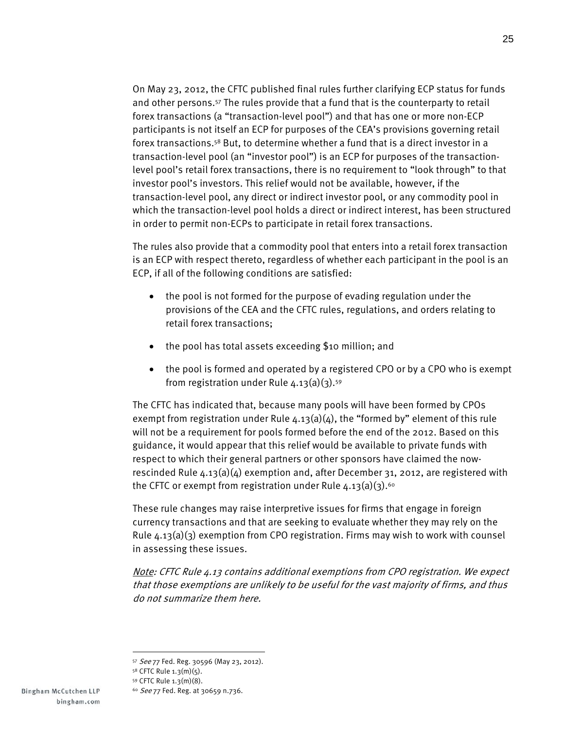On May 23, 2012, the CFTC published final rules further clarifying ECP status for funds and other persons.[57] The rules provide that a fund that is the counterparty to retail forex transactions (a "transaction-level pool") and that has one or more non-ECP participants is not itself an ECP for purposes of the CEA's provisions governing retail forex transactions.[58] But, to determine whether a fund that is a direct investor in a transaction-level pool (an "investor pool") is an ECP for purposes of the transaction-level pool's retail forex transactions, there is no requirement to "look through" to that investor pool's investors. This relief would not be available, however, if the transaction-level pool, any direct or indirect investor pool, or any commodity pool in which the transaction-level pool holds a direct or indirect interest, has been structured in order to permit non-ECPs to participate in retail forex transactions.

The rules also provide that a commodity pool that enters into a retail forex transaction is an ECP with respect thereto, regardless of whether each participant in the pool is an ECP, if all of the following conditions are satisfied:

- the pool is not formed for the purpose of evading regulation under the provisions of the CEA and the CFTC rules, regulations, and orders relating to retail forex transactions;
- the pool has total assets exceeding $10 million; and
- the pool is formed and operated by a registered CPO or by a CPO who is exempt from registration under Rule 4.13(a)(3).[59]

The CFTC has indicated that, because many pools will have been formed by CPOs exempt from registration under Rule 4.13(a)(4), the "formed by" element of this rule will not be a requirement for pools formed before the end of the 2012. Based on this guidance, it would appear that this relief would be available to private funds with respect to which their general partners or other sponsors have claimed the now-rescinded Rule 4.13(a)(4) exemption and, after December 31, 2012, are registered with the CFTC or exempt from registration under Rule 4.13(a)(3).[60]

These rule changes may raise interpretive issues for firms that engage in foreign currency transactions and that are seeking to evaluate whether they may rely on the Rule 4.13(a)(3) exemption from CPO registration. Firms may wish to work with counsel in assessing these issues.

*<u>Note</u>: CFTC Rule 4.13 contains additional exemptions from CPO registration. We expect that those exemptions are unlikely to be useful for the vast majority of firms, and thus do not summarize them here.*

---

[57] *See* 77 Fed. Reg. 30596 (May 23, 2012).

[58] CFTC Rule 1.3(m)(5).

[59] CFTC Rule 1.3(m)(8).

[60] *See* 77 Fed. Reg. at 30659 n.736.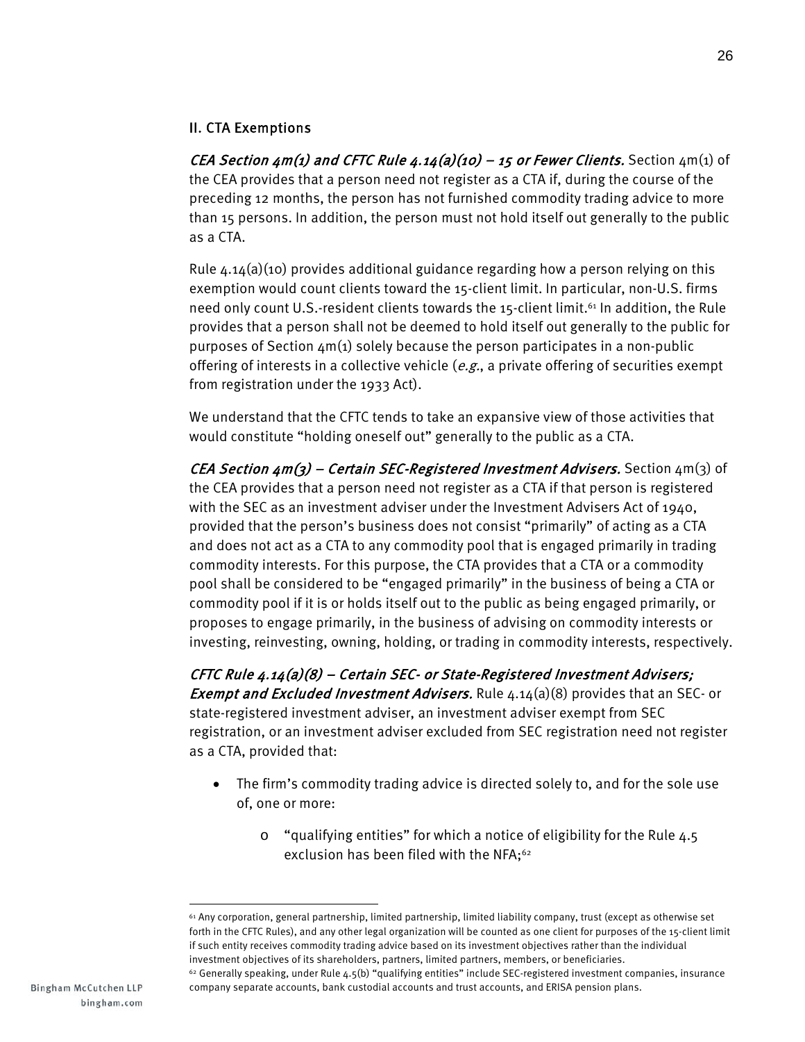## II. CTA Exemptions

*CEA Section 4m(1) and CFTC Rule 4.14(a)(10) – 15 or Fewer Clients.* Section 4m(1) of the CEA provides that a person need not register as a CTA if, during the course of the preceding 12 months, the person has not furnished commodity trading advice to more than 15 persons. In addition, the person must not hold itself out generally to the public as a CTA.

Rule 4.14(a)(10) provides additional guidance regarding how a person relying on this exemption would count clients toward the 15-client limit. In particular, non-U.S. firms need only count U.S.-resident clients towards the 15-client limit.[61] In addition, the Rule provides that a person shall not be deemed to hold itself out generally to the public for purposes of Section 4m(1) solely because the person participates in a non-public offering of interests in a collective vehicle (*e.g.*, a private offering of securities exempt from registration under the 1933 Act).

We understand that the CFTC tends to take an expansive view of those activities that would constitute "holding oneself out" generally to the public as a CTA.

*CEA Section 4m(3) – Certain SEC-Registered Investment Advisers.* Section 4m(3) of the CEA provides that a person need not register as a CTA if that person is registered with the SEC as an investment adviser under the Investment Advisers Act of 1940, provided that the person's business does not consist "primarily" of acting as a CTA and does not act as a CTA to any commodity pool that is engaged primarily in trading commodity interests. For this purpose, the CTA provides that a CTA or a commodity pool shall be considered to be "engaged primarily" in the business of being a CTA or commodity pool if it is or holds itself out to the public as being engaged primarily, or proposes to engage primarily, in the business of advising on commodity interests or investing, reinvesting, owning, holding, or trading in commodity interests, respectively.

*CFTC Rule 4.14(a)(8) – Certain SEC- or State-Registered Investment Advisers; Exempt and Excluded Investment Advisers.* Rule 4.14(a)(8) provides that an SEC- or state-registered investment adviser, an investment adviser exempt from SEC registration, or an investment adviser excluded from SEC registration need not register as a CTA, provided that:

- The firm's commodity trading advice is directed solely to, and for the sole use of, one or more:
  - "qualifying entities" for which a notice of eligibility for the Rule 4.5 exclusion has been filed with the NFA;[62]

---

[61] Any corporation, general partnership, limited partnership, limited liability company, trust (except as otherwise set forth in the CFTC Rules), and any other legal organization will be counted as one client for purposes of the 15-client limit if such entity receives commodity trading advice based on its investment objectives rather than the individual investment objectives of its shareholders, partners, limited partners, members, or beneficiaries.

[62] Generally speaking, under Rule 4.5(b) "qualifying entities" include SEC-registered investment companies, insurance company separate accounts, bank custodial accounts and trust accounts, and ERISA pension plans.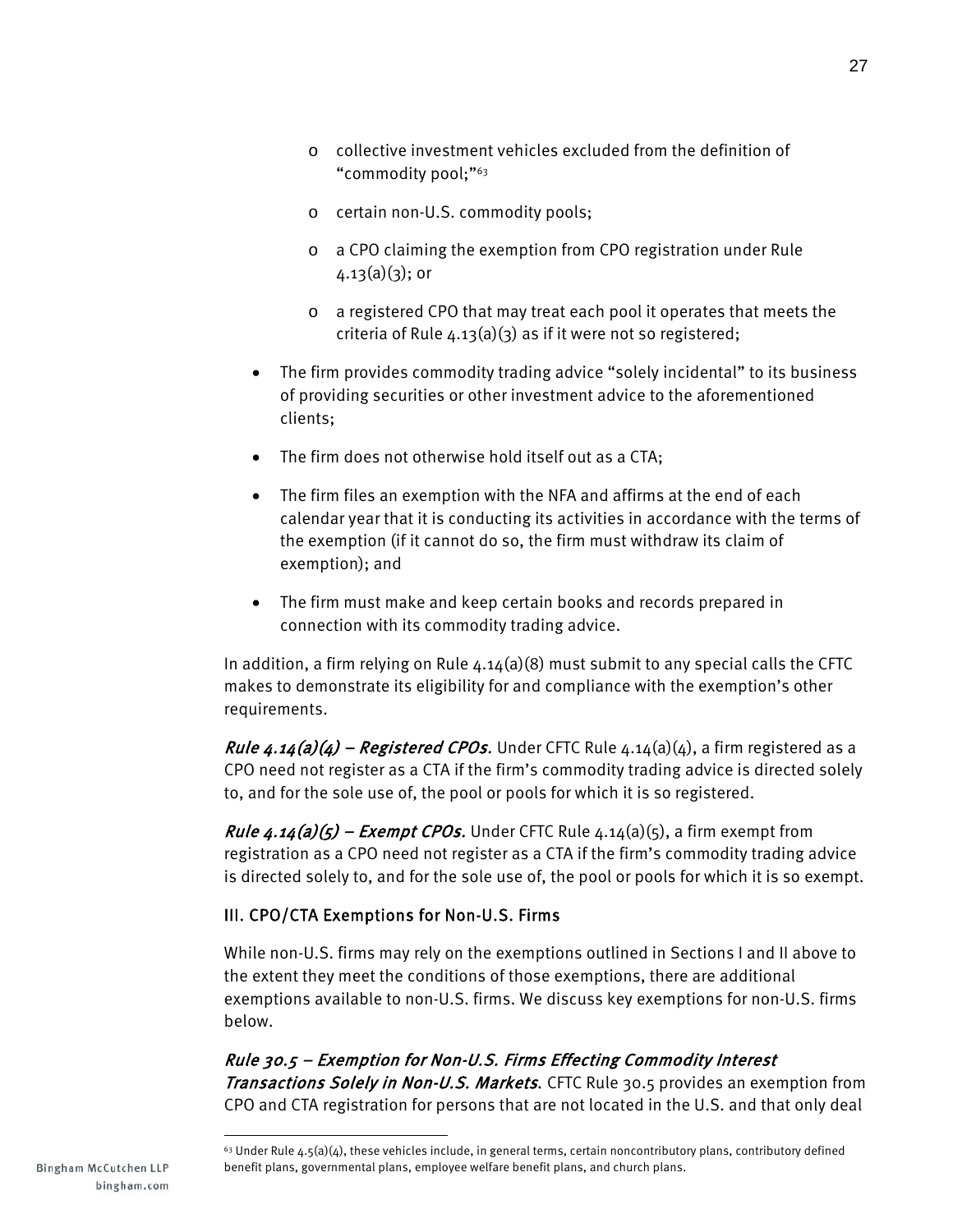- collective investment vehicles excluded from the definition of "commodity pool;"[63]
  - certain non-U.S. commodity pools;
  - a CPO claiming the exemption from CPO registration under Rule 4.13(a)(3); or
  - a registered CPO that may treat each pool it operates that meets the criteria of Rule 4.13(a)(3) as if it were not so registered;

- The firm provides commodity trading advice "solely incidental" to its business of providing securities or other investment advice to the aforementioned clients;
- The firm does not otherwise hold itself out as a CTA;
- The firm files an exemption with the NFA and affirms at the end of each calendar year that it is conducting its activities in accordance with the terms of the exemption (if it cannot do so, the firm must withdraw its claim of exemption); and
- The firm must make and keep certain books and records prepared in connection with its commodity trading advice.

In addition, a firm relying on Rule 4.14(a)(8) must submit to any special calls the CFTC makes to demonstrate its eligibility for and compliance with the exemption's other requirements.

***Rule 4.14(a)(4) – Registered CPOs.*** Under CFTC Rule 4.14(a)(4), a firm registered as a CPO need not register as a CTA if the firm's commodity trading advice is directed solely to, and for the sole use of, the pool or pools for which it is so registered.

***Rule 4.14(a)(5) – Exempt CPOs.*** Under CFTC Rule 4.14(a)(5), a firm exempt from registration as a CPO need not register as a CTA if the firm's commodity trading advice is directed solely to, and for the sole use of, the pool or pools for which it is so exempt.

## III. CPO/CTA Exemptions for Non-U.S. Firms

While non-U.S. firms may rely on the exemptions outlined in Sections I and II above to the extent they meet the conditions of those exemptions, there are additional exemptions available to non-U.S. firms. We discuss key exemptions for non-U.S. firms below.

*Rule 30.5 – Exemption for Non-U.S. Firms Effecting Commodity Interest Transactions Solely in Non-U.S. Markets.* CFTC Rule 30.5 provides an exemption from CPO and CTA registration for persons that are not located in the U.S. and that only deal

[63] Under Rule 4.5(a)(4), these vehicles include, in general terms, certain noncontributory plans, contributory defined benefit plans, governmental plans, employee welfare benefit plans, and church plans.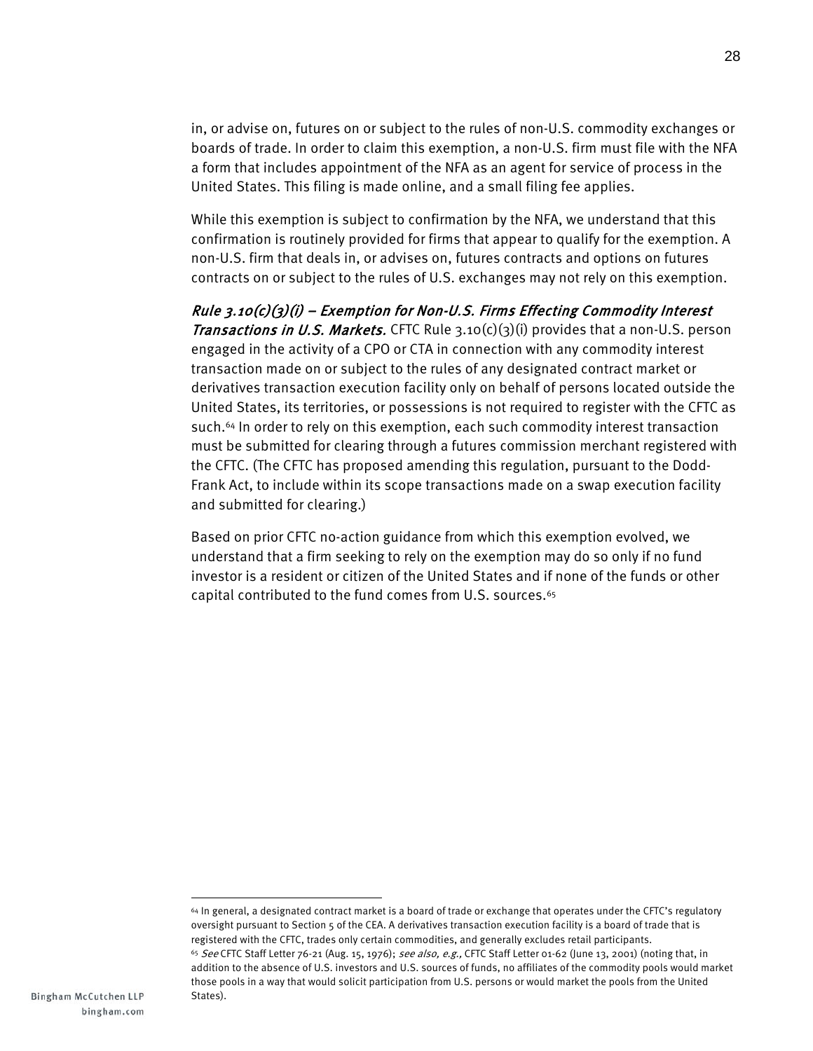in, or advise on, futures on or subject to the rules of non-U.S. commodity exchanges or boards of trade. In order to claim this exemption, a non-U.S. firm must file with the NFA a form that includes appointment of the NFA as an agent for service of process in the United States. This filing is made online, and a small filing fee applies.

While this exemption is subject to confirmation by the NFA, we understand that this confirmation is routinely provided for firms that appear to qualify for the exemption. A non-U.S. firm that deals in, or advises on, futures contracts and options on futures contracts on or subject to the rules of U.S. exchanges may not rely on this exemption.

***Rule 3.10(c)(3)(i) – Exemption for Non-U.S. Firms Effecting Commodity Interest Transactions in U.S. Markets.*** CFTC Rule 3.10(c)(3)(i) provides that a non-U.S. person engaged in the activity of a CPO or CTA in connection with any commodity interest transaction made on or subject to the rules of any designated contract market or derivatives transaction execution facility only on behalf of persons located outside the United States, its territories, or possessions is not required to register with the CFTC as such.[64] In order to rely on this exemption, each such commodity interest transaction must be submitted for clearing through a futures commission merchant registered with the CFTC. (The CFTC has proposed amending this regulation, pursuant to the Dodd-Frank Act, to include within its scope transactions made on a swap execution facility and submitted for clearing.)

Based on prior CFTC no-action guidance from which this exemption evolved, we understand that a firm seeking to rely on the exemption may do so only if no fund investor is a resident or citizen of the United States and if none of the funds or other capital contributed to the fund comes from U.S. sources.[65]

---

[64] In general, a designated contract market is a board of trade or exchange that operates under the CFTC's regulatory oversight pursuant to Section 5 of the CEA. A derivatives transaction execution facility is a board of trade that is registered with the CFTC, trades only certain commodities, and generally excludes retail participants.

[65] *See* CFTC Staff Letter 76-21 (Aug. 15, 1976); *see also, e.g.,* CFTC Staff Letter 01-62 (June 13, 2001) (noting that, in addition to the absence of U.S. investors and U.S. sources of funds, no affiliates of the commodity pools would market those pools in a way that would solicit participation from U.S. persons or would market the pools from the United States).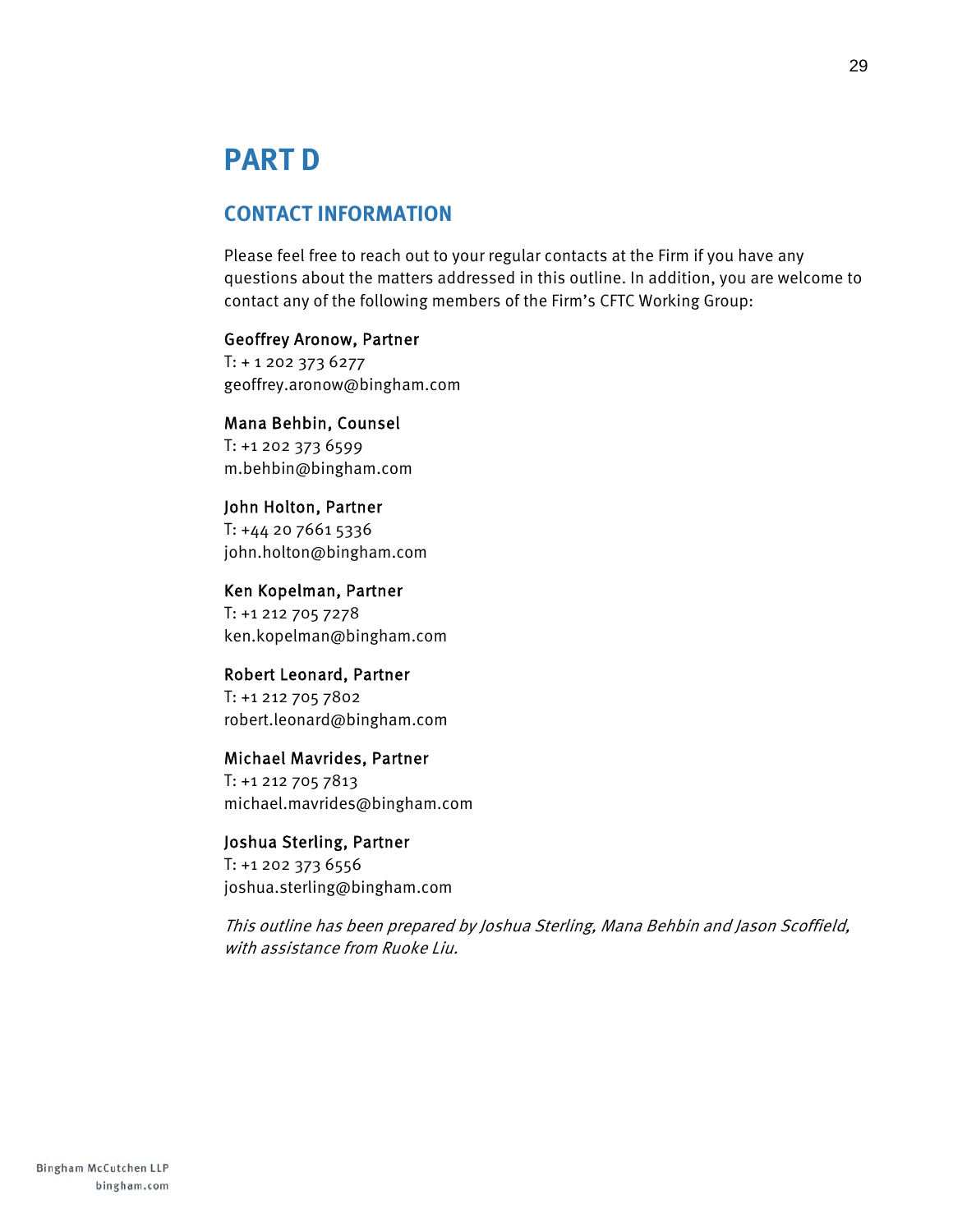# PART D

## CONTACT INFORMATION

Please feel free to reach out to your regular contacts at the Firm if you have any questions about the matters addressed in this outline. In addition, you are welcome to contact any of the following members of the Firm's CFTC Working Group:

Geoffrey Aronow, Partner
T: + 1 202 373 6277
geoffrey.aronow@bingham.com

Mana Behbin, Counsel
T: +1 202 373 6599
m.behbin@bingham.com

John Holton, Partner
T: +44 20 7661 5336
john.holton@bingham.com

Ken Kopelman, Partner
T: +1 212 705 7278
ken.kopelman@bingham.com

Robert Leonard, Partner
T: +1 212 705 7802
robert.leonard@bingham.com

Michael Mavrides, Partner
T: +1 212 705 7813
michael.mavrides@bingham.com

Joshua Sterling, Partner
T: +1 202 373 6556
joshua.sterling@bingham.com

*This outline has been prepared by Joshua Sterling, Mana Behbin and Jason Scoffield, with assistance from Ruoke Liu.*